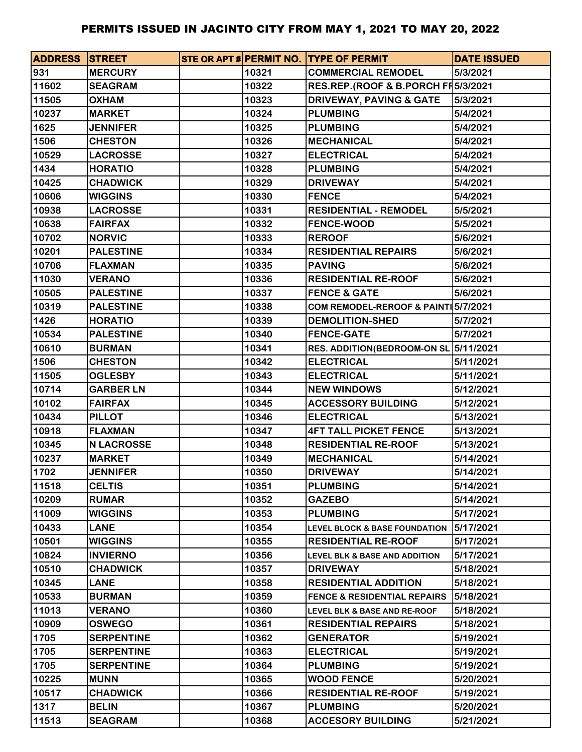# PERMITS ISSUED IN JACINTO CITY FROM MAY 1, 2021 TO MAY 20, 2022

| ADDRESS | STREET | STE OR APT # | PERMIT NO. | TYPE OF PERMIT | DATE ISSUED |
|---|---|---|---|---|---|
| 931 | MERCURY | | 10321 | COMMERCIAL REMODEL | 5/3/2021 |
| 11602 | SEAGRAM | | 10322 | RES.REP.(ROOF & B.PORCH FF | 5/3/2021 |
| 11505 | OXHAM | | 10323 | DRIVEWAY, PAVING & GATE | 5/3/2021 |
| 10237 | MARKET | | 10324 | PLUMBING | 5/4/2021 |
| 1625 | JENNIFER | | 10325 | PLUMBING | 5/4/2021 |
| 1506 | CHESTON | | 10326 | MECHANICAL | 5/4/2021 |
| 10529 | LACROSSE | | 10327 | ELECTRICAL | 5/4/2021 |
| 1434 | HORATIO | | 10328 | PLUMBING | 5/4/2021 |
| 10425 | CHADWICK | | 10329 | DRIVEWAY | 5/4/2021 |
| 10606 | WIGGINS | | 10330 | FENCE | 5/4/2021 |
| 10938 | LACROSSE | | 10331 | RESIDENTIAL - REMODEL | 5/5/2021 |
| 10638 | FAIRFAX | | 10332 | FENCE-WOOD | 5/5/2021 |
| 10702 | NORVIC | | 10333 | REROOF | 5/6/2021 |
| 10201 | PALESTINE | | 10334 | RESIDENTIAL REPAIRS | 5/6/2021 |
| 10706 | FLAXMAN | | 10335 | PAVING | 5/6/2021 |
| 11030 | VERANO | | 10336 | RESIDENTIAL RE-ROOF | 5/6/2021 |
| 10505 | PALESTINE | | 10337 | FENCE & GATE | 5/6/2021 |
| 10319 | PALESTINE | | 10338 | COM REMODEL-REROOF & PAINTI | 5/7/2021 |
| 1426 | HORATIO | | 10339 | DEMOLITION-SHED | 5/7/2021 |
| 10534 | PALESTINE | | 10340 | FENCE-GATE | 5/7/2021 |
| 10610 | BURMAN | | 10341 | RES. ADDITION(BEDROOM-ON SL | 5/11/2021 |
| 1506 | CHESTON | | 10342 | ELECTRICAL | 5/11/2021 |
| 11505 | OGLESBY | | 10343 | ELECTRICAL | 5/11/2021 |
| 10714 | GARBER LN | | 10344 | NEW WINDOWS | 5/12/2021 |
| 10102 | FAIRFAX | | 10345 | ACCESSORY BUILDING | 5/12/2021 |
| 10434 | PILLOT | | 10346 | ELECTRICAL | 5/13/2021 |
| 10918 | FLAXMAN | | 10347 | 4FT TALL PICKET FENCE | 5/13/2021 |
| 10345 | N LACROSSE | | 10348 | RESIDENTIAL RE-ROOF | 5/13/2021 |
| 10237 | MARKET | | 10349 | MECHANICAL | 5/14/2021 |
| 1702 | JENNIFER | | 10350 | DRIVEWAY | 5/14/2021 |
| 11518 | CELTIS | | 10351 | PLUMBING | 5/14/2021 |
| 10209 | RUMAR | | 10352 | GAZEBO | 5/14/2021 |
| 11009 | WIGGINS | | 10353 | PLUMBING | 5/17/2021 |
| 10433 | LANE | | 10354 | LEVEL BLOCK & BASE FOUNDATION | 5/17/2021 |
| 10501 | WIGGINS | | 10355 | RESIDENTIAL RE-ROOF | 5/17/2021 |
| 10824 | INVIERNO | | 10356 | LEVEL BLK & BASE AND ADDITION | 5/17/2021 |
| 10510 | CHADWICK | | 10357 | DRIVEWAY | 5/18/2021 |
| 10345 | LANE | | 10358 | RESIDENTIAL ADDITION | 5/18/2021 |
| 10533 | BURMAN | | 10359 | FENCE & RESIDENTIAL REPAIRS | 5/18/2021 |
| 11013 | VERANO | | 10360 | LEVEL BLK & BASE AND RE-ROOF | 5/18/2021 |
| 10909 | OSWEGO | | 10361 | RESIDENTIAL REPAIRS | 5/18/2021 |
| 1705 | SERPENTINE | | 10362 | GENERATOR | 5/19/2021 |
| 1705 | SERPENTINE | | 10363 | ELECTRICAL | 5/19/2021 |
| 1705 | SERPENTINE | | 10364 | PLUMBING | 5/19/2021 |
| 10225 | MUNN | | 10365 | WOOD FENCE | 5/20/2021 |
| 10517 | CHADWICK | | 10366 | RESIDENTIAL RE-ROOF | 5/19/2021 |
| 1317 | BELIN | | 10367 | PLUMBING | 5/20/2021 |
| 11513 | SEAGRAM | | 10368 | ACCESORY BUILDING | 5/21/2021 |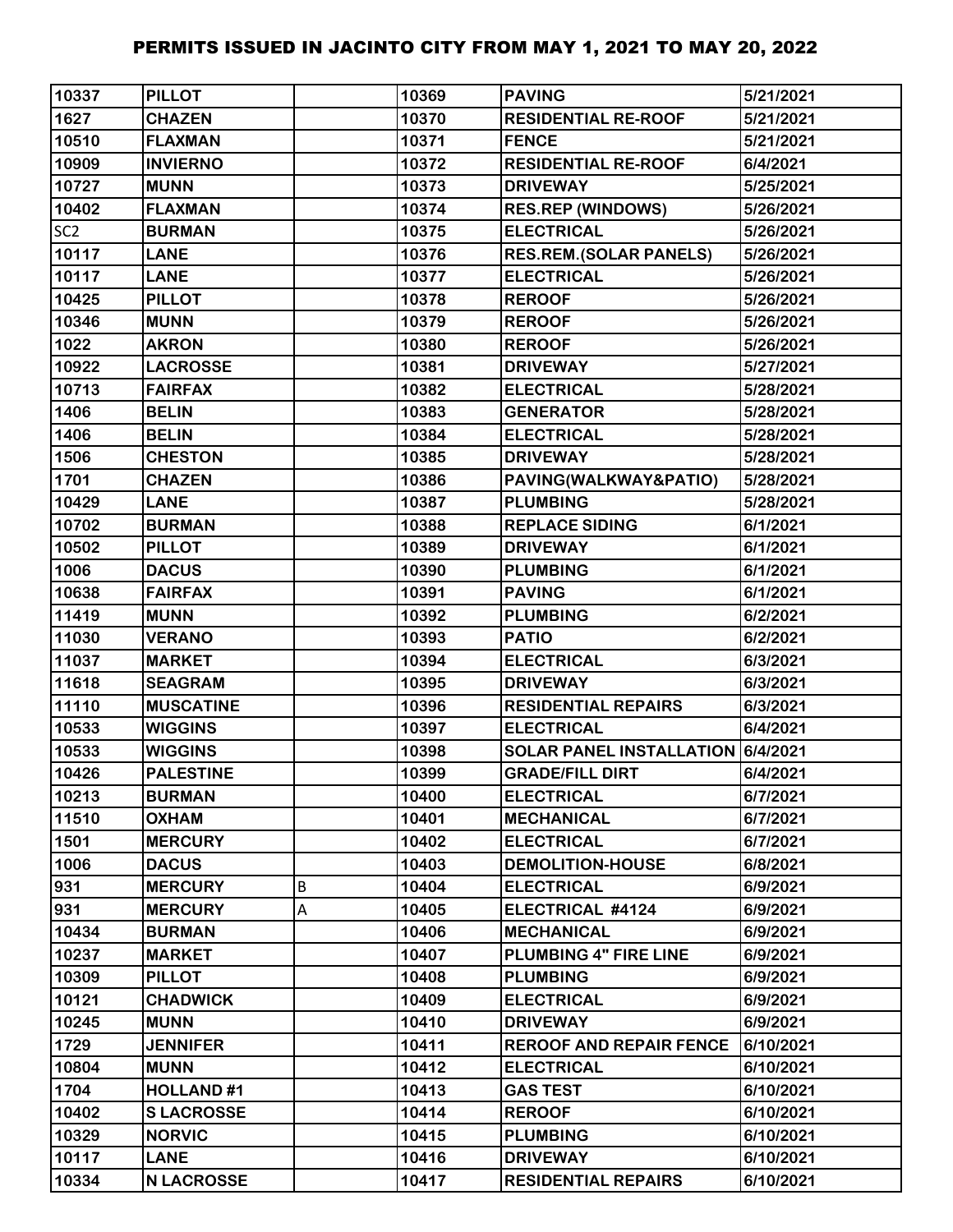# PERMITS ISSUED IN JACINTO CITY FROM MAY 1, 2021 TO MAY 20, 2022

| | | | | | |
|---|---|---|---|---|---|
| 10337 | PILLOT | | 10369 | PAVING | 5/21/2021 |
| 1627 | CHAZEN | | 10370 | RESIDENTIAL RE-ROOF | 5/21/2021 |
| 10510 | FLAXMAN | | 10371 | FENCE | 5/21/2021 |
| 10909 | INVIERNO | | 10372 | RESIDENTIAL RE-ROOF | 6/4/2021 |
| 10727 | MUNN | | 10373 | DRIVEWAY | 5/25/2021 |
| 10402 | FLAXMAN | | 10374 | RES.REP (WINDOWS) | 5/26/2021 |
| SC2 | BURMAN | | 10375 | ELECTRICAL | 5/26/2021 |
| 10117 | LANE | | 10376 | RES.REM.(SOLAR PANELS) | 5/26/2021 |
| 10117 | LANE | | 10377 | ELECTRICAL | 5/26/2021 |
| 10425 | PILLOT | | 10378 | REROOF | 5/26/2021 |
| 10346 | MUNN | | 10379 | REROOF | 5/26/2021 |
| 1022 | AKRON | | 10380 | REROOF | 5/26/2021 |
| 10922 | LACROSSE | | 10381 | DRIVEWAY | 5/27/2021 |
| 10713 | FAIRFAX | | 10382 | ELECTRICAL | 5/28/2021 |
| 1406 | BELIN | | 10383 | GENERATOR | 5/28/2021 |
| 1406 | BELIN | | 10384 | ELECTRICAL | 5/28/2021 |
| 1506 | CHESTON | | 10385 | DRIVEWAY | 5/28/2021 |
| 1701 | CHAZEN | | 10386 | PAVING(WALKWAY&PATIO) | 5/28/2021 |
| 10429 | LANE | | 10387 | PLUMBING | 5/28/2021 |
| 10702 | BURMAN | | 10388 | REPLACE SIDING | 6/1/2021 |
| 10502 | PILLOT | | 10389 | DRIVEWAY | 6/1/2021 |
| 1006 | DACUS | | 10390 | PLUMBING | 6/1/2021 |
| 10638 | FAIRFAX | | 10391 | PAVING | 6/1/2021 |
| 11419 | MUNN | | 10392 | PLUMBING | 6/2/2021 |
| 11030 | VERANO | | 10393 | PATIO | 6/2/2021 |
| 11037 | MARKET | | 10394 | ELECTRICAL | 6/3/2021 |
| 11618 | SEAGRAM | | 10395 | DRIVEWAY | 6/3/2021 |
| 11110 | MUSCATINE | | 10396 | RESIDENTIAL REPAIRS | 6/3/2021 |
| 10533 | WIGGINS | | 10397 | ELECTRICAL | 6/4/2021 |
| 10533 | WIGGINS | | 10398 | SOLAR PANEL INSTALLATION | 6/4/2021 |
| 10426 | PALESTINE | | 10399 | GRADE/FILL DIRT | 6/4/2021 |
| 10213 | BURMAN | | 10400 | ELECTRICAL | 6/7/2021 |
| 11510 | OXHAM | | 10401 | MECHANICAL | 6/7/2021 |
| 1501 | MERCURY | | 10402 | ELECTRICAL | 6/7/2021 |
| 1006 | DACUS | | 10403 | DEMOLITION-HOUSE | 6/8/2021 |
| 931 | MERCURY | B | 10404 | ELECTRICAL | 6/9/2021 |
| 931 | MERCURY | A | 10405 | ELECTRICAL #4124 | 6/9/2021 |
| 10434 | BURMAN | | 10406 | MECHANICAL | 6/9/2021 |
| 10237 | MARKET | | 10407 | PLUMBING 4" FIRE LINE | 6/9/2021 |
| 10309 | PILLOT | | 10408 | PLUMBING | 6/9/2021 |
| 10121 | CHADWICK | | 10409 | ELECTRICAL | 6/9/2021 |
| 10245 | MUNN | | 10410 | DRIVEWAY | 6/9/2021 |
| 1729 | JENNIFER | | 10411 | REROOF AND REPAIR FENCE | 6/10/2021 |
| 10804 | MUNN | | 10412 | ELECTRICAL | 6/10/2021 |
| 1704 | HOLLAND #1 | | 10413 | GAS TEST | 6/10/2021 |
| 10402 | S LACROSSE | | 10414 | REROOF | 6/10/2021 |
| 10329 | NORVIC | | 10415 | PLUMBING | 6/10/2021 |
| 10117 | LANE | | 10416 | DRIVEWAY | 6/10/2021 |
| 10334 | N LACROSSE | | 10417 | RESIDENTIAL REPAIRS | 6/10/2021 |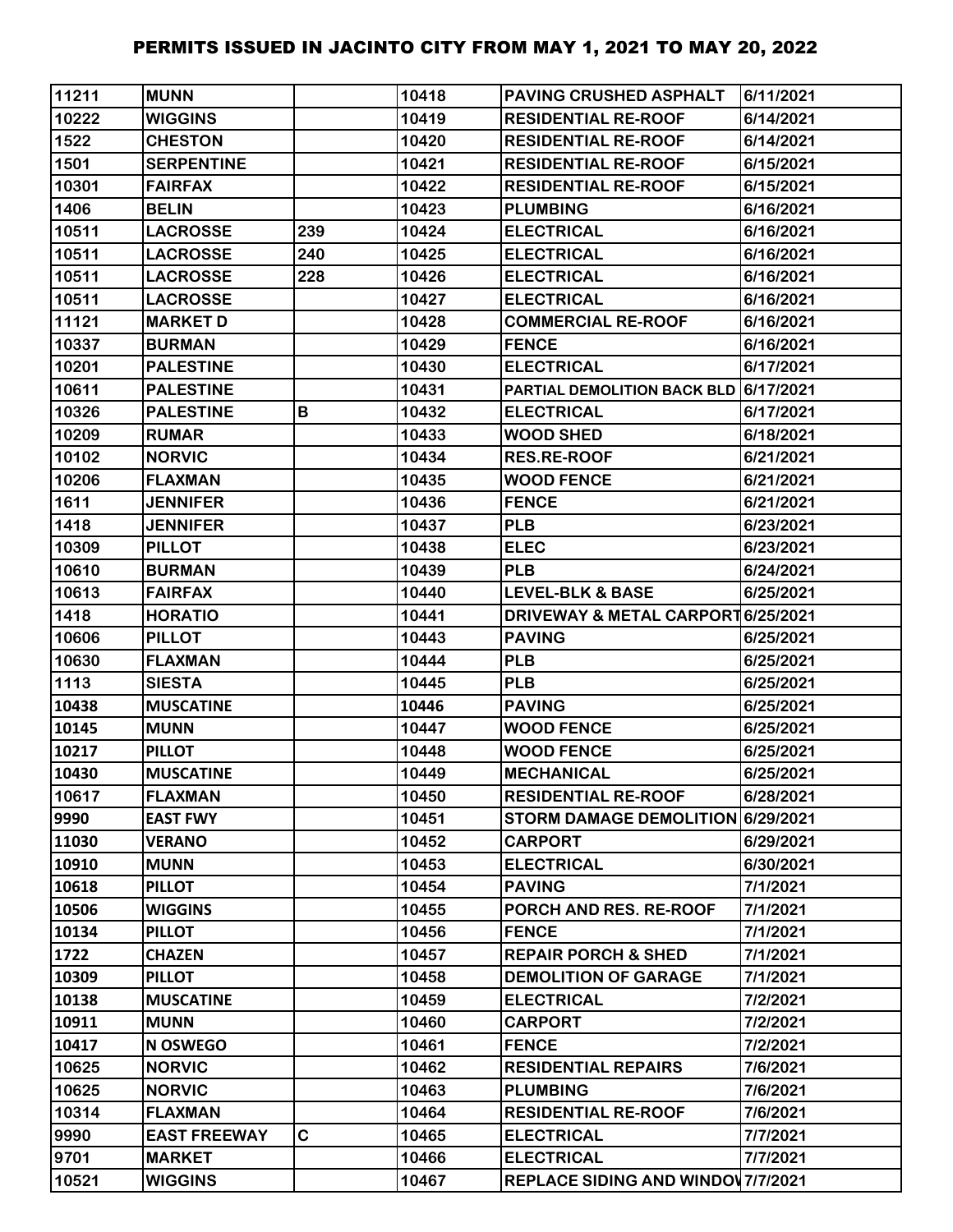# PERMITS ISSUED IN JACINTO CITY FROM MAY 1, 2021 TO MAY 20, 2022

| | | | | | |
|---|---|---|---|---|---|
| 11211 | MUNN | | 10418 | PAVING CRUSHED ASPHALT | 6/11/2021 |
| 10222 | WIGGINS | | 10419 | RESIDENTIAL RE-ROOF | 6/14/2021 |
| 1522 | CHESTON | | 10420 | RESIDENTIAL RE-ROOF | 6/14/2021 |
| 1501 | SERPENTINE | | 10421 | RESIDENTIAL RE-ROOF | 6/15/2021 |
| 10301 | FAIRFAX | | 10422 | RESIDENTIAL RE-ROOF | 6/15/2021 |
| 1406 | BELIN | | 10423 | PLUMBING | 6/16/2021 |
| 10511 | LACROSSE | 239 | 10424 | ELECTRICAL | 6/16/2021 |
| 10511 | LACROSSE | 240 | 10425 | ELECTRICAL | 6/16/2021 |
| 10511 | LACROSSE | 228 | 10426 | ELECTRICAL | 6/16/2021 |
| 10511 | LACROSSE | | 10427 | ELECTRICAL | 6/16/2021 |
| 11121 | MARKET D | | 10428 | COMMERCIAL RE-ROOF | 6/16/2021 |
| 10337 | BURMAN | | 10429 | FENCE | 6/16/2021 |
| 10201 | PALESTINE | | 10430 | ELECTRICAL | 6/17/2021 |
| 10611 | PALESTINE | | 10431 | PARTIAL DEMOLITION BACK BLD | 6/17/2021 |
| 10326 | PALESTINE | B | 10432 | ELECTRICAL | 6/17/2021 |
| 10209 | RUMAR | | 10433 | WOOD SHED | 6/18/2021 |
| 10102 | NORVIC | | 10434 | RES.RE-ROOF | 6/21/2021 |
| 10206 | FLAXMAN | | 10435 | WOOD FENCE | 6/21/2021 |
| 1611 | JENNIFER | | 10436 | FENCE | 6/21/2021 |
| 1418 | JENNIFER | | 10437 | PLB | 6/23/2021 |
| 10309 | PILLOT | | 10438 | ELEC | 6/23/2021 |
| 10610 | BURMAN | | 10439 | PLB | 6/24/2021 |
| 10613 | FAIRFAX | | 10440 | LEVEL-BLK & BASE | 6/25/2021 |
| 1418 | HORATIO | | 10441 | DRIVEWAY & METAL CARPORT | 6/25/2021 |
| 10606 | PILLOT | | 10443 | PAVING | 6/25/2021 |
| 10630 | FLAXMAN | | 10444 | PLB | 6/25/2021 |
| 1113 | SIESTA | | 10445 | PLB | 6/25/2021 |
| 10438 | MUSCATINE | | 10446 | PAVING | 6/25/2021 |
| 10145 | MUNN | | 10447 | WOOD FENCE | 6/25/2021 |
| 10217 | PILLOT | | 10448 | WOOD FENCE | 6/25/2021 |
| 10430 | MUSCATINE | | 10449 | MECHANICAL | 6/25/2021 |
| 10617 | FLAXMAN | | 10450 | RESIDENTIAL RE-ROOF | 6/28/2021 |
| 9990 | EAST FWY | | 10451 | STORM DAMAGE DEMOLITION | 6/29/2021 |
| 11030 | VERANO | | 10452 | CARPORT | 6/29/2021 |
| 10910 | MUNN | | 10453 | ELECTRICAL | 6/30/2021 |
| 10618 | PILLOT | | 10454 | PAVING | 7/1/2021 |
| 10506 | WIGGINS | | 10455 | PORCH AND RES. RE-ROOF | 7/1/2021 |
| 10134 | PILLOT | | 10456 | FENCE | 7/1/2021 |
| 1722 | CHAZEN | | 10457 | REPAIR PORCH & SHED | 7/1/2021 |
| 10309 | PILLOT | | 10458 | DEMOLITION OF GARAGE | 7/1/2021 |
| 10138 | MUSCATINE | | 10459 | ELECTRICAL | 7/2/2021 |
| 10911 | MUNN | | 10460 | CARPORT | 7/2/2021 |
| 10417 | N OSWEGO | | 10461 | FENCE | 7/2/2021 |
| 10625 | NORVIC | | 10462 | RESIDENTIAL REPAIRS | 7/6/2021 |
| 10625 | NORVIC | | 10463 | PLUMBING | 7/6/2021 |
| 10314 | FLAXMAN | | 10464 | RESIDENTIAL RE-ROOF | 7/6/2021 |
| 9990 | EAST FREEWAY | C | 10465 | ELECTRICAL | 7/7/2021 |
| 9701 | MARKET | | 10466 | ELECTRICAL | 7/7/2021 |
| 10521 | WIGGINS | | 10467 | REPLACE SIDING AND WINDOV | 7/7/2021 |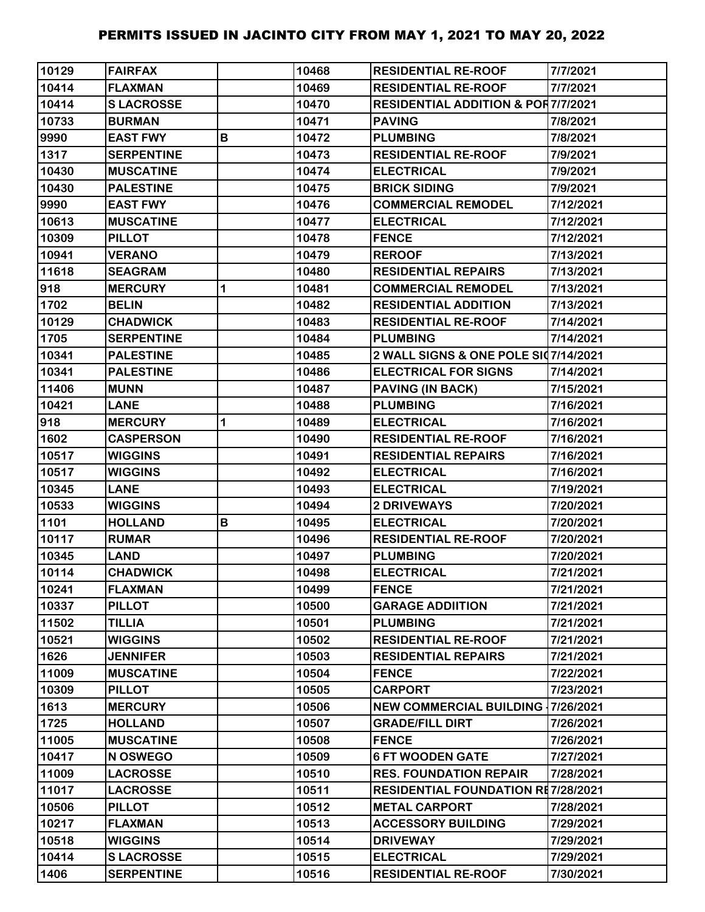# PERMITS ISSUED IN JACINTO CITY FROM MAY 1, 2021 TO MAY 20, 2022

| | | | | | |
|---|---|---|---|---|---|
| 10129 | FAIRFAX | | 10468 | RESIDENTIAL RE-ROOF | 7/7/2021 |
| 10414 | FLAXMAN | | 10469 | RESIDENTIAL RE-ROOF | 7/7/2021 |
| 10414 | S LACROSSE | | 10470 | RESIDENTIAL ADDITION & POR | 7/7/2021 |
| 10733 | BURMAN | | 10471 | PAVING | 7/8/2021 |
| 9990 | EAST FWY | B | 10472 | PLUMBING | 7/8/2021 |
| 1317 | SERPENTINE | | 10473 | RESIDENTIAL RE-ROOF | 7/9/2021 |
| 10430 | MUSCATINE | | 10474 | ELECTRICAL | 7/9/2021 |
| 10430 | PALESTINE | | 10475 | BRICK SIDING | 7/9/2021 |
| 9990 | EAST FWY | | 10476 | COMMERCIAL REMODEL | 7/12/2021 |
| 10613 | MUSCATINE | | 10477 | ELECTRICAL | 7/12/2021 |
| 10309 | PILLOT | | 10478 | FENCE | 7/12/2021 |
| 10941 | VERANO | | 10479 | REROOF | 7/13/2021 |
| 11618 | SEAGRAM | | 10480 | RESIDENTIAL REPAIRS | 7/13/2021 |
| 918 | MERCURY | 1 | 10481 | COMMERCIAL REMODEL | 7/13/2021 |
| 1702 | BELIN | | 10482 | RESIDENTIAL ADDITION | 7/13/2021 |
| 10129 | CHADWICK | | 10483 | RESIDENTIAL RE-ROOF | 7/14/2021 |
| 1705 | SERPENTINE | | 10484 | PLUMBING | 7/14/2021 |
| 10341 | PALESTINE | | 10485 | 2 WALL SIGNS & ONE POLE SIG | 7/14/2021 |
| 10341 | PALESTINE | | 10486 | ELECTRICAL FOR SIGNS | 7/14/2021 |
| 11406 | MUNN | | 10487 | PAVING (IN BACK) | 7/15/2021 |
| 10421 | LANE | | 10488 | PLUMBING | 7/16/2021 |
| 918 | MERCURY | 1 | 10489 | ELECTRICAL | 7/16/2021 |
| 1602 | CASPERSON | | 10490 | RESIDENTIAL RE-ROOF | 7/16/2021 |
| 10517 | WIGGINS | | 10491 | RESIDENTIAL REPAIRS | 7/16/2021 |
| 10517 | WIGGINS | | 10492 | ELECTRICAL | 7/16/2021 |
| 10345 | LANE | | 10493 | ELECTRICAL | 7/19/2021 |
| 10533 | WIGGINS | | 10494 | 2 DRIVEWAYS | 7/20/2021 |
| 1101 | HOLLAND | B | 10495 | ELECTRICAL | 7/20/2021 |
| 10117 | RUMAR | | 10496 | RESIDENTIAL RE-ROOF | 7/20/2021 |
| 10345 | LAND | | 10497 | PLUMBING | 7/20/2021 |
| 10114 | CHADWICK | | 10498 | ELECTRICAL | 7/21/2021 |
| 10241 | FLAXMAN | | 10499 | FENCE | 7/21/2021 |
| 10337 | PILLOT | | 10500 | GARAGE ADDIITION | 7/21/2021 |
| 11502 | TILLIA | | 10501 | PLUMBING | 7/21/2021 |
| 10521 | WIGGINS | | 10502 | RESIDENTIAL RE-ROOF | 7/21/2021 |
| 1626 | JENNIFER | | 10503 | RESIDENTIAL REPAIRS | 7/21/2021 |
| 11009 | MUSCATINE | | 10504 | FENCE | 7/22/2021 |
| 10309 | PILLOT | | 10505 | CARPORT | 7/23/2021 |
| 1613 | MERCURY | | 10506 | NEW COMMERCIAL BUILDING - | 7/26/2021 |
| 1725 | HOLLAND | | 10507 | GRADE/FILL DIRT | 7/26/2021 |
| 11005 | MUSCATINE | | 10508 | FENCE | 7/26/2021 |
| 10417 | N OSWEGO | | 10509 | 6 FT WOODEN GATE | 7/27/2021 |
| 11009 | LACROSSE | | 10510 | RES. FOUNDATION REPAIR | 7/28/2021 |
| 11017 | LACROSSE | | 10511 | RESIDENTIAL FOUNDATION RE | 7/28/2021 |
| 10506 | PILLOT | | 10512 | METAL CARPORT | 7/28/2021 |
| 10217 | FLAXMAN | | 10513 | ACCESSORY BUILDING | 7/29/2021 |
| 10518 | WIGGINS | | 10514 | DRIVEWAY | 7/29/2021 |
| 10414 | S LACROSSE | | 10515 | ELECTRICAL | 7/29/2021 |
| 1406 | SERPENTINE | | 10516 | RESIDENTIAL RE-ROOF | 7/30/2021 |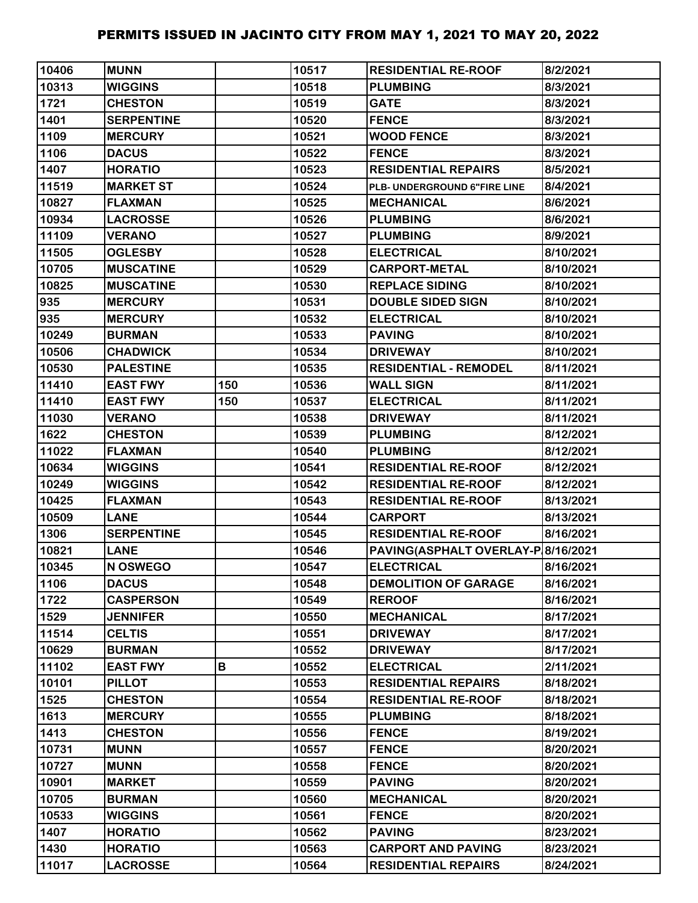# PERMITS ISSUED IN JACINTO CITY FROM MAY 1, 2021 TO MAY 20, 2022

| | | | | | |
|---|---|---|---|---|---|
| 10406 | MUNN | | 10517 | RESIDENTIAL RE-ROOF | 8/2/2021 |
| 10313 | WIGGINS | | 10518 | PLUMBING | 8/3/2021 |
| 1721 | CHESTON | | 10519 | GATE | 8/3/2021 |
| 1401 | SERPENTINE | | 10520 | FENCE | 8/3/2021 |
| 1109 | MERCURY | | 10521 | WOOD FENCE | 8/3/2021 |
| 1106 | DACUS | | 10522 | FENCE | 8/3/2021 |
| 1407 | HORATIO | | 10523 | RESIDENTIAL REPAIRS | 8/5/2021 |
| 11519 | MARKET ST | | 10524 | PLB- UNDERGROUND 6"FIRE LINE | 8/4/2021 |
| 10827 | FLAXMAN | | 10525 | MECHANICAL | 8/6/2021 |
| 10934 | LACROSSE | | 10526 | PLUMBING | 8/6/2021 |
| 11109 | VERANO | | 10527 | PLUMBING | 8/9/2021 |
| 11505 | OGLESBY | | 10528 | ELECTRICAL | 8/10/2021 |
| 10705 | MUSCATINE | | 10529 | CARPORT-METAL | 8/10/2021 |
| 10825 | MUSCATINE | | 10530 | REPLACE SIDING | 8/10/2021 |
| 935 | MERCURY | | 10531 | DOUBLE SIDED SIGN | 8/10/2021 |
| 935 | MERCURY | | 10532 | ELECTRICAL | 8/10/2021 |
| 10249 | BURMAN | | 10533 | PAVING | 8/10/2021 |
| 10506 | CHADWICK | | 10534 | DRIVEWAY | 8/10/2021 |
| 10530 | PALESTINE | | 10535 | RESIDENTIAL - REMODEL | 8/11/2021 |
| 11410 | EAST FWY | 150 | 10536 | WALL SIGN | 8/11/2021 |
| 11410 | EAST FWY | 150 | 10537 | ELECTRICAL | 8/11/2021 |
| 11030 | VERANO | | 10538 | DRIVEWAY | 8/11/2021 |
| 1622 | CHESTON | | 10539 | PLUMBING | 8/12/2021 |
| 11022 | FLAXMAN | | 10540 | PLUMBING | 8/12/2021 |
| 10634 | WIGGINS | | 10541 | RESIDENTIAL RE-ROOF | 8/12/2021 |
| 10249 | WIGGINS | | 10542 | RESIDENTIAL RE-ROOF | 8/12/2021 |
| 10425 | FLAXMAN | | 10543 | RESIDENTIAL RE-ROOF | 8/13/2021 |
| 10509 | LANE | | 10544 | CARPORT | 8/13/2021 |
| 1306 | SERPENTINE | | 10545 | RESIDENTIAL RE-ROOF | 8/16/2021 |
| 10821 | LANE | | 10546 | PAVING(ASPHALT OVERLAY-P | 8/16/2021 |
| 10345 | N OSWEGO | | 10547 | ELECTRICAL | 8/16/2021 |
| 1106 | DACUS | | 10548 | DEMOLITION OF GARAGE | 8/16/2021 |
| 1722 | CASPERSON | | 10549 | REROOF | 8/16/2021 |
| 1529 | JENNIFER | | 10550 | MECHANICAL | 8/17/2021 |
| 11514 | CELTIS | | 10551 | DRIVEWAY | 8/17/2021 |
| 10629 | BURMAN | | 10552 | DRIVEWAY | 8/17/2021 |
| 11102 | EAST FWY | B | 10552 | ELECTRICAL | 2/11/2021 |
| 10101 | PILLOT | | 10553 | RESIDENTIAL REPAIRS | 8/18/2021 |
| 1525 | CHESTON | | 10554 | RESIDENTIAL RE-ROOF | 8/18/2021 |
| 1613 | MERCURY | | 10555 | PLUMBING | 8/18/2021 |
| 1413 | CHESTON | | 10556 | FENCE | 8/19/2021 |
| 10731 | MUNN | | 10557 | FENCE | 8/20/2021 |
| 10727 | MUNN | | 10558 | FENCE | 8/20/2021 |
| 10901 | MARKET | | 10559 | PAVING | 8/20/2021 |
| 10705 | BURMAN | | 10560 | MECHANICAL | 8/20/2021 |
| 10533 | WIGGINS | | 10561 | FENCE | 8/20/2021 |
| 1407 | HORATIO | | 10562 | PAVING | 8/23/2021 |
| 1430 | HORATIO | | 10563 | CARPORT AND PAVING | 8/23/2021 |
| 11017 | LACROSSE | | 10564 | RESIDENTIAL REPAIRS | 8/24/2021 |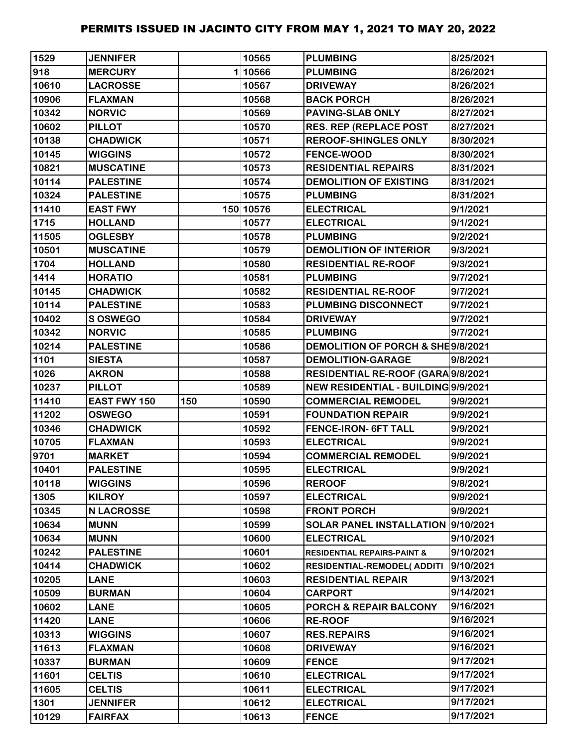# PERMITS ISSUED IN JACINTO CITY FROM MAY 1, 2021 TO MAY 20, 2022

| | | | | | |
|---|---|---|---|---|---|
| 1529 | JENNIFER | | 10565 | PLUMBING | 8/25/2021 |
| 918 | MERCURY | 1 | 10566 | PLUMBING | 8/26/2021 |
| 10610 | LACROSSE | | 10567 | DRIVEWAY | 8/26/2021 |
| 10906 | FLAXMAN | | 10568 | BACK PORCH | 8/26/2021 |
| 10342 | NORVIC | | 10569 | PAVING-SLAB ONLY | 8/27/2021 |
| 10602 | PILLOT | | 10570 | RES. REP (REPLACE POST | 8/27/2021 |
| 10138 | CHADWICK | | 10571 | REROOF-SHINGLES ONLY | 8/30/2021 |
| 10145 | WIGGINS | | 10572 | FENCE-WOOD | 8/30/2021 |
| 10821 | MUSCATINE | | 10573 | RESIDENTIAL REPAIRS | 8/31/2021 |
| 10114 | PALESTINE | | 10574 | DEMOLITION OF EXISTING | 8/31/2021 |
| 10324 | PALESTINE | | 10575 | PLUMBING | 8/31/2021 |
| 11410 | EAST FWY | 150 | 10576 | ELECTRICAL | 9/1/2021 |
| 1715 | HOLLAND | | 10577 | ELECTRICAL | 9/1/2021 |
| 11505 | OGLESBY | | 10578 | PLUMBING | 9/2/2021 |
| 10501 | MUSCATINE | | 10579 | DEMOLITION OF INTERIOR | 9/3/2021 |
| 1704 | HOLLAND | | 10580 | RESIDENTIAL RE-ROOF | 9/3/2021 |
| 1414 | HORATIO | | 10581 | PLUMBING | 9/7/2021 |
| 10145 | CHADWICK | | 10582 | RESIDENTIAL RE-ROOF | 9/7/2021 |
| 10114 | PALESTINE | | 10583 | PLUMBING DISCONNECT | 9/7/2021 |
| 10402 | S OSWEGO | | 10584 | DRIVEWAY | 9/7/2021 |
| 10342 | NORVIC | | 10585 | PLUMBING | 9/7/2021 |
| 10214 | PALESTINE | | 10586 | DEMOLITION OF PORCH & SHE | 9/8/2021 |
| 1101 | SIESTA | | 10587 | DEMOLITION-GARAGE | 9/8/2021 |
| 1026 | AKRON | | 10588 | RESIDENTIAL RE-ROOF (GARA | 9/8/2021 |
| 10237 | PILLOT | | 10589 | NEW RESIDENTIAL - BUILDING | 9/9/2021 |
| 11410 | EAST FWY 150 | 150 | 10590 | COMMERCIAL REMODEL | 9/9/2021 |
| 11202 | OSWEGO | | 10591 | FOUNDATION REPAIR | 9/9/2021 |
| 10346 | CHADWICK | | 10592 | FENCE-IRON- 6FT TALL | 9/9/2021 |
| 10705 | FLAXMAN | | 10593 | ELECTRICAL | 9/9/2021 |
| 9701 | MARKET | | 10594 | COMMERCIAL REMODEL | 9/9/2021 |
| 10401 | PALESTINE | | 10595 | ELECTRICAL | 9/9/2021 |
| 10118 | WIGGINS | | 10596 | REROOF | 9/8/2021 |
| 1305 | KILROY | | 10597 | ELECTRICAL | 9/9/2021 |
| 10345 | N LACROSSE | | 10598 | FRONT PORCH | 9/9/2021 |
| 10634 | MUNN | | 10599 | SOLAR PANEL INSTALLATION | 9/10/2021 |
| 10634 | MUNN | | 10600 | ELECTRICAL | 9/10/2021 |
| 10242 | PALESTINE | | 10601 | RESIDENTIAL REPAIRS-PAINT & | 9/10/2021 |
| 10414 | CHADWICK | | 10602 | RESIDENTIAL-REMODEL( ADDITI | 9/10/2021 |
| 10205 | LANE | | 10603 | RESIDENTIAL REPAIR | 9/13/2021 |
| 10509 | BURMAN | | 10604 | CARPORT | 9/14/2021 |
| 10602 | LANE | | 10605 | PORCH & REPAIR BALCONY | 9/16/2021 |
| 11420 | LANE | | 10606 | RE-ROOF | 9/16/2021 |
| 10313 | WIGGINS | | 10607 | RES.REPAIRS | 9/16/2021 |
| 11613 | FLAXMAN | | 10608 | DRIVEWAY | 9/16/2021 |
| 10337 | BURMAN | | 10609 | FENCE | 9/17/2021 |
| 11601 | CELTIS | | 10610 | ELECTRICAL | 9/17/2021 |
| 11605 | CELTIS | | 10611 | ELECTRICAL | 9/17/2021 |
| 1301 | JENNIFER | | 10612 | ELECTRICAL | 9/17/2021 |
| 10129 | FAIRFAX | | 10613 | FENCE | 9/17/2021 |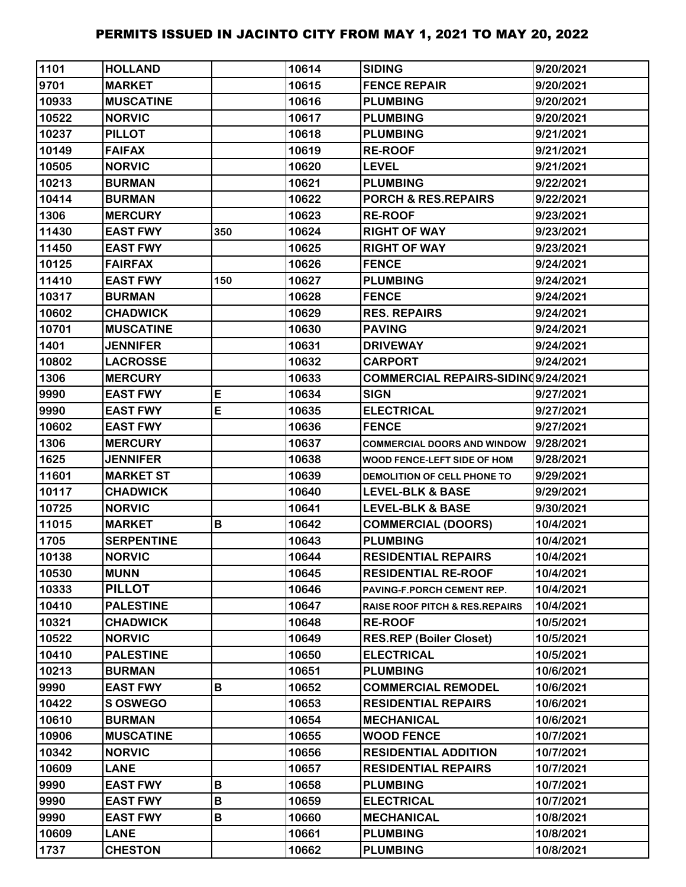# PERMITS ISSUED IN JACINTO CITY FROM MAY 1, 2021 TO MAY 20, 2022

| | | | | | |
|---|---|---|---|---|---|
| 1101 | HOLLAND | | 10614 | SIDING | 9/20/2021 |
| 9701 | MARKET | | 10615 | FENCE REPAIR | 9/20/2021 |
| 10933 | MUSCATINE | | 10616 | PLUMBING | 9/20/2021 |
| 10522 | NORVIC | | 10617 | PLUMBING | 9/20/2021 |
| 10237 | PILLOT | | 10618 | PLUMBING | 9/21/2021 |
| 10149 | FAIFAX | | 10619 | RE-ROOF | 9/21/2021 |
| 10505 | NORVIC | | 10620 | LEVEL | 9/21/2021 |
| 10213 | BURMAN | | 10621 | PLUMBING | 9/22/2021 |
| 10414 | BURMAN | | 10622 | PORCH & RES.REPAIRS | 9/22/2021 |
| 1306 | MERCURY | | 10623 | RE-ROOF | 9/23/2021 |
| 11430 | EAST FWY | 350 | 10624 | RIGHT OF WAY | 9/23/2021 |
| 11450 | EAST FWY | | 10625 | RIGHT OF WAY | 9/23/2021 |
| 10125 | FAIRFAX | | 10626 | FENCE | 9/24/2021 |
| 11410 | EAST FWY | 150 | 10627 | PLUMBING | 9/24/2021 |
| 10317 | BURMAN | | 10628 | FENCE | 9/24/2021 |
| 10602 | CHADWICK | | 10629 | RES. REPAIRS | 9/24/2021 |
| 10701 | MUSCATINE | | 10630 | PAVING | 9/24/2021 |
| 1401 | JENNIFER | | 10631 | DRIVEWAY | 9/24/2021 |
| 10802 | LACROSSE | | 10632 | CARPORT | 9/24/2021 |
| 1306 | MERCURY | | 10633 | COMMERCIAL REPAIRS-SIDING | 9/24/2021 |
| 9990 | EAST FWY | E | 10634 | SIGN | 9/27/2021 |
| 9990 | EAST FWY | E | 10635 | ELECTRICAL | 9/27/2021 |
| 10602 | EAST FWY | | 10636 | FENCE | 9/27/2021 |
| 1306 | MERCURY | | 10637 | COMMERCIAL DOORS AND WINDOW | 9/28/2021 |
| 1625 | JENNIFER | | 10638 | WOOD FENCE-LEFT SIDE OF HOM | 9/28/2021 |
| 11601 | MARKET ST | | 10639 | DEMOLITION OF CELL PHONE TO | 9/29/2021 |
| 10117 | CHADWICK | | 10640 | LEVEL-BLK & BASE | 9/29/2021 |
| 10725 | NORVIC | | 10641 | LEVEL-BLK & BASE | 9/30/2021 |
| 11015 | MARKET | B | 10642 | COMMERCIAL (DOORS) | 10/4/2021 |
| 1705 | SERPENTINE | | 10643 | PLUMBING | 10/4/2021 |
| 10138 | NORVIC | | 10644 | RESIDENTIAL REPAIRS | 10/4/2021 |
| 10530 | MUNN | | 10645 | RESIDENTIAL RE-ROOF | 10/4/2021 |
| 10333 | PILLOT | | 10646 | PAVING-F.PORCH CEMENT REP. | 10/4/2021 |
| 10410 | PALESTINE | | 10647 | RAISE ROOF PITCH & RES.REPAIRS | 10/4/2021 |
| 10321 | CHADWICK | | 10648 | RE-ROOF | 10/5/2021 |
| 10522 | NORVIC | | 10649 | RES.REP (Boiler Closet) | 10/5/2021 |
| 10410 | PALESTINE | | 10650 | ELECTRICAL | 10/5/2021 |
| 10213 | BURMAN | | 10651 | PLUMBING | 10/6/2021 |
| 9990 | EAST FWY | B | 10652 | COMMERCIAL REMODEL | 10/6/2021 |
| 10422 | S OSWEGO | | 10653 | RESIDENTIAL REPAIRS | 10/6/2021 |
| 10610 | BURMAN | | 10654 | MECHANICAL | 10/6/2021 |
| 10906 | MUSCATINE | | 10655 | WOOD FENCE | 10/7/2021 |
| 10342 | NORVIC | | 10656 | RESIDENTIAL ADDITION | 10/7/2021 |
| 10609 | LANE | | 10657 | RESIDENTIAL REPAIRS | 10/7/2021 |
| 9990 | EAST FWY | B | 10658 | PLUMBING | 10/7/2021 |
| 9990 | EAST FWY | B | 10659 | ELECTRICAL | 10/7/2021 |
| 9990 | EAST FWY | B | 10660 | MECHANICAL | 10/8/2021 |
| 10609 | LANE | | 10661 | PLUMBING | 10/8/2021 |
| 1737 | CHESTON | | 10662 | PLUMBING | 10/8/2021 |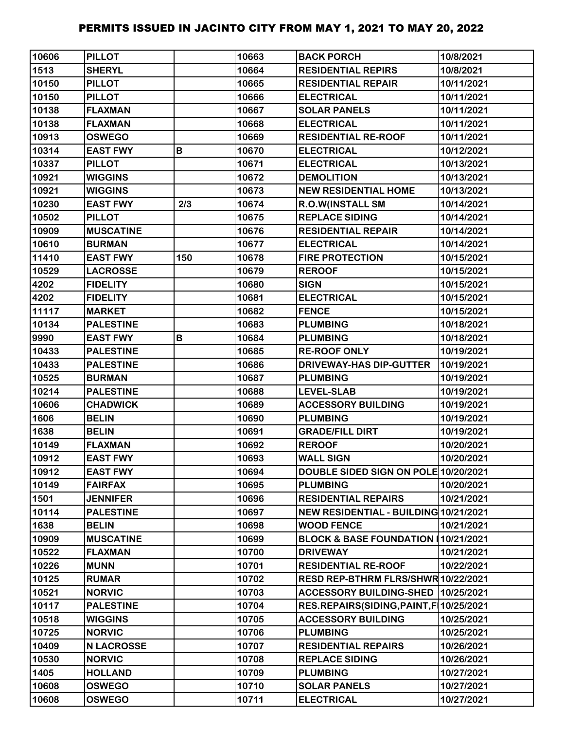# PERMITS ISSUED IN JACINTO CITY FROM MAY 1, 2021 TO MAY 20, 2022

| | | | | | |
|---|---|---|---|---|---|
| 10606 | PILLOT | | 10663 | BACK PORCH | 10/8/2021 |
| 1513 | SHERYL | | 10664 | RESIDENTIAL REPIRS | 10/8/2021 |
| 10150 | PILLOT | | 10665 | RESIDENTIAL REPAIR | 10/11/2021 |
| 10150 | PILLOT | | 10666 | ELECTRICAL | 10/11/2021 |
| 10138 | FLAXMAN | | 10667 | SOLAR PANELS | 10/11/2021 |
| 10138 | FLAXMAN | | 10668 | ELECTRICAL | 10/11/2021 |
| 10913 | OSWEGO | | 10669 | RESIDENTIAL RE-ROOF | 10/11/2021 |
| 10314 | EAST FWY | B | 10670 | ELECTRICAL | 10/12/2021 |
| 10337 | PILLOT | | 10671 | ELECTRICAL | 10/13/2021 |
| 10921 | WIGGINS | | 10672 | DEMOLITION | 10/13/2021 |
| 10921 | WIGGINS | | 10673 | NEW RESIDENTIAL HOME | 10/13/2021 |
| 10230 | EAST FWY | 2/3 | 10674 | R.O.W(INSTALL SM | 10/14/2021 |
| 10502 | PILLOT | | 10675 | REPLACE SIDING | 10/14/2021 |
| 10909 | MUSCATINE | | 10676 | RESIDENTIAL REPAIR | 10/14/2021 |
| 10610 | BURMAN | | 10677 | ELECTRICAL | 10/14/2021 |
| 11410 | EAST FWY | 150 | 10678 | FIRE PROTECTION | 10/15/2021 |
| 10529 | LACROSSE | | 10679 | REROOF | 10/15/2021 |
| 4202 | FIDELITY | | 10680 | SIGN | 10/15/2021 |
| 4202 | FIDELITY | | 10681 | ELECTRICAL | 10/15/2021 |
| 11117 | MARKET | | 10682 | FENCE | 10/15/2021 |
| 10134 | PALESTINE | | 10683 | PLUMBING | 10/18/2021 |
| 9990 | EAST FWY | B | 10684 | PLUMBING | 10/18/2021 |
| 10433 | PALESTINE | | 10685 | RE-ROOF ONLY | 10/19/2021 |
| 10433 | PALESTINE | | 10686 | DRIVEWAY-HAS DIP-GUTTER | 10/19/2021 |
| 10525 | BURMAN | | 10687 | PLUMBING | 10/19/2021 |
| 10214 | PALESTINE | | 10688 | LEVEL-SLAB | 10/19/2021 |
| 10606 | CHADWICK | | 10689 | ACCESSORY BUILDING | 10/19/2021 |
| 1606 | BELIN | | 10690 | PLUMBING | 10/19/2021 |
| 1638 | BELIN | | 10691 | GRADE/FILL DIRT | 10/19/2021 |
| 10149 | FLAXMAN | | 10692 | REROOF | 10/20/2021 |
| 10912 | EAST FWY | | 10693 | WALL SIGN | 10/20/2021 |
| 10912 | EAST FWY | | 10694 | DOUBLE SIDED SIGN ON POLE | 10/20/2021 |
| 10149 | FAIRFAX | | 10695 | PLUMBING | 10/20/2021 |
| 1501 | JENNIFER | | 10696 | RESIDENTIAL REPAIRS | 10/21/2021 |
| 10114 | PALESTINE | | 10697 | NEW RESIDENTIAL - BUILDING | 10/21/2021 |
| 1638 | BELIN | | 10698 | WOOD FENCE | 10/21/2021 |
| 10909 | MUSCATINE | | 10699 | BLOCK & BASE FOUNDATION I | 10/21/2021 |
| 10522 | FLAXMAN | | 10700 | DRIVEWAY | 10/21/2021 |
| 10226 | MUNN | | 10701 | RESIDENTIAL RE-ROOF | 10/22/2021 |
| 10125 | RUMAR | | 10702 | RESD REP-BTHRM FLRS/SHWR | 10/22/2021 |
| 10521 | NORVIC | | 10703 | ACCESSORY BUILDING-SHED | 10/25/2021 |
| 10117 | PALESTINE | | 10704 | RES.REPAIRS(SIDING,PAINT,FI | 10/25/2021 |
| 10518 | WIGGINS | | 10705 | ACCESSORY BUILDING | 10/25/2021 |
| 10725 | NORVIC | | 10706 | PLUMBING | 10/25/2021 |
| 10409 | N LACROSSE | | 10707 | RESIDENTIAL REPAIRS | 10/26/2021 |
| 10530 | NORVIC | | 10708 | REPLACE SIDING | 10/26/2021 |
| 1405 | HOLLAND | | 10709 | PLUMBING | 10/27/2021 |
| 10608 | OSWEGO | | 10710 | SOLAR PANELS | 10/27/2021 |
| 10608 | OSWEGO | | 10711 | ELECTRICAL | 10/27/2021 |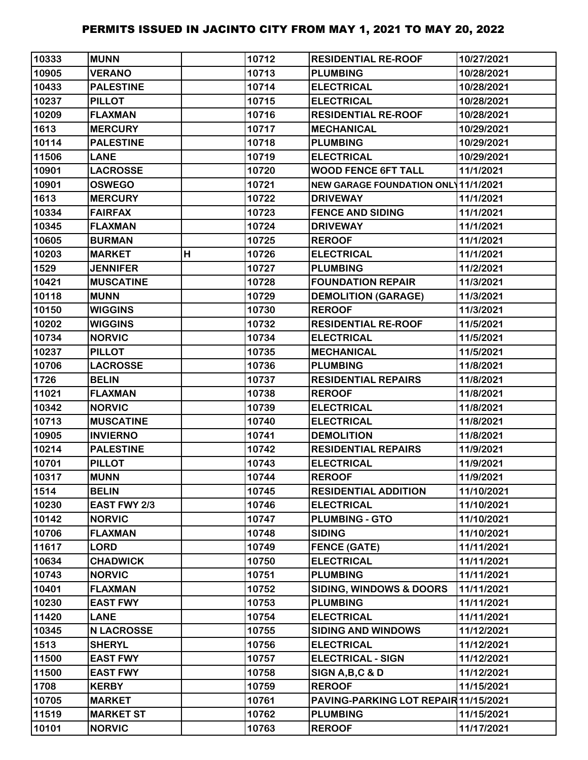# PERMITS ISSUED IN JACINTO CITY FROM MAY 1, 2021 TO MAY 20, 2022

| | | | | | |
|---|---|---|---|---|---|
| 10333 | MUNN | | 10712 | RESIDENTIAL RE-ROOF | 10/27/2021 |
| 10905 | VERANO | | 10713 | PLUMBING | 10/28/2021 |
| 10433 | PALESTINE | | 10714 | ELECTRICAL | 10/28/2021 |
| 10237 | PILLOT | | 10715 | ELECTRICAL | 10/28/2021 |
| 10209 | FLAXMAN | | 10716 | RESIDENTIAL RE-ROOF | 10/28/2021 |
| 1613 | MERCURY | | 10717 | MECHANICAL | 10/29/2021 |
| 10114 | PALESTINE | | 10718 | PLUMBING | 10/29/2021 |
| 11506 | LANE | | 10719 | ELECTRICAL | 10/29/2021 |
| 10901 | LACROSSE | | 10720 | WOOD FENCE 6FT TALL | 11/1/2021 |
| 10901 | OSWEGO | | 10721 | NEW GARAGE FOUNDATION ONLY | 11/1/2021 |
| 1613 | MERCURY | | 10722 | DRIVEWAY | 11/1/2021 |
| 10334 | FAIRFAX | | 10723 | FENCE AND SIDING | 11/1/2021 |
| 10345 | FLAXMAN | | 10724 | DRIVEWAY | 11/1/2021 |
| 10605 | BURMAN | | 10725 | REROOF | 11/1/2021 |
| 10203 | MARKET | H | 10726 | ELECTRICAL | 11/1/2021 |
| 1529 | JENNIFER | | 10727 | PLUMBING | 11/2/2021 |
| 10421 | MUSCATINE | | 10728 | FOUNDATION REPAIR | 11/3/2021 |
| 10118 | MUNN | | 10729 | DEMOLITION (GARAGE) | 11/3/2021 |
| 10150 | WIGGINS | | 10730 | REROOF | 11/3/2021 |
| 10202 | WIGGINS | | 10732 | RESIDENTIAL RE-ROOF | 11/5/2021 |
| 10734 | NORVIC | | 10734 | ELECTRICAL | 11/5/2021 |
| 10237 | PILLOT | | 10735 | MECHANICAL | 11/5/2021 |
| 10706 | LACROSSE | | 10736 | PLUMBING | 11/8/2021 |
| 1726 | BELIN | | 10737 | RESIDENTIAL REPAIRS | 11/8/2021 |
| 11021 | FLAXMAN | | 10738 | REROOF | 11/8/2021 |
| 10342 | NORVIC | | 10739 | ELECTRICAL | 11/8/2021 |
| 10713 | MUSCATINE | | 10740 | ELECTRICAL | 11/8/2021 |
| 10905 | INVIERNO | | 10741 | DEMOLITION | 11/8/2021 |
| 10214 | PALESTINE | | 10742 | RESIDENTIAL REPAIRS | 11/9/2021 |
| 10701 | PILLOT | | 10743 | ELECTRICAL | 11/9/2021 |
| 10317 | MUNN | | 10744 | REROOF | 11/9/2021 |
| 1514 | BELIN | | 10745 | RESIDENTIAL ADDITION | 11/10/2021 |
| 10230 | EAST FWY 2/3 | | 10746 | ELECTRICAL | 11/10/2021 |
| 10142 | NORVIC | | 10747 | PLUMBING - GTO | 11/10/2021 |
| 10706 | FLAXMAN | | 10748 | SIDING | 11/10/2021 |
| 11617 | LORD | | 10749 | FENCE (GATE) | 11/11/2021 |
| 10634 | CHADWICK | | 10750 | ELECTRICAL | 11/11/2021 |
| 10743 | NORVIC | | 10751 | PLUMBING | 11/11/2021 |
| 10401 | FLAXMAN | | 10752 | SIDING, WINDOWS & DOORS | 11/11/2021 |
| 10230 | EAST FWY | | 10753 | PLUMBING | 11/11/2021 |
| 11420 | LANE | | 10754 | ELECTRICAL | 11/11/2021 |
| 10345 | N LACROSSE | | 10755 | SIDING AND WINDOWS | 11/12/2021 |
| 1513 | SHERYL | | 10756 | ELECTRICAL | 11/12/2021 |
| 11500 | EAST FWY | | 10757 | ELECTRICAL - SIGN | 11/12/2021 |
| 11500 | EAST FWY | | 10758 | SIGN A,B,C & D | 11/12/2021 |
| 1708 | KERBY | | 10759 | REROOF | 11/15/2021 |
| 10705 | MARKET | | 10761 | PAVING-PARKING LOT REPAIR | 11/15/2021 |
| 11519 | MARKET ST | | 10762 | PLUMBING | 11/15/2021 |
| 10101 | NORVIC | | 10763 | REROOF | 11/17/2021 |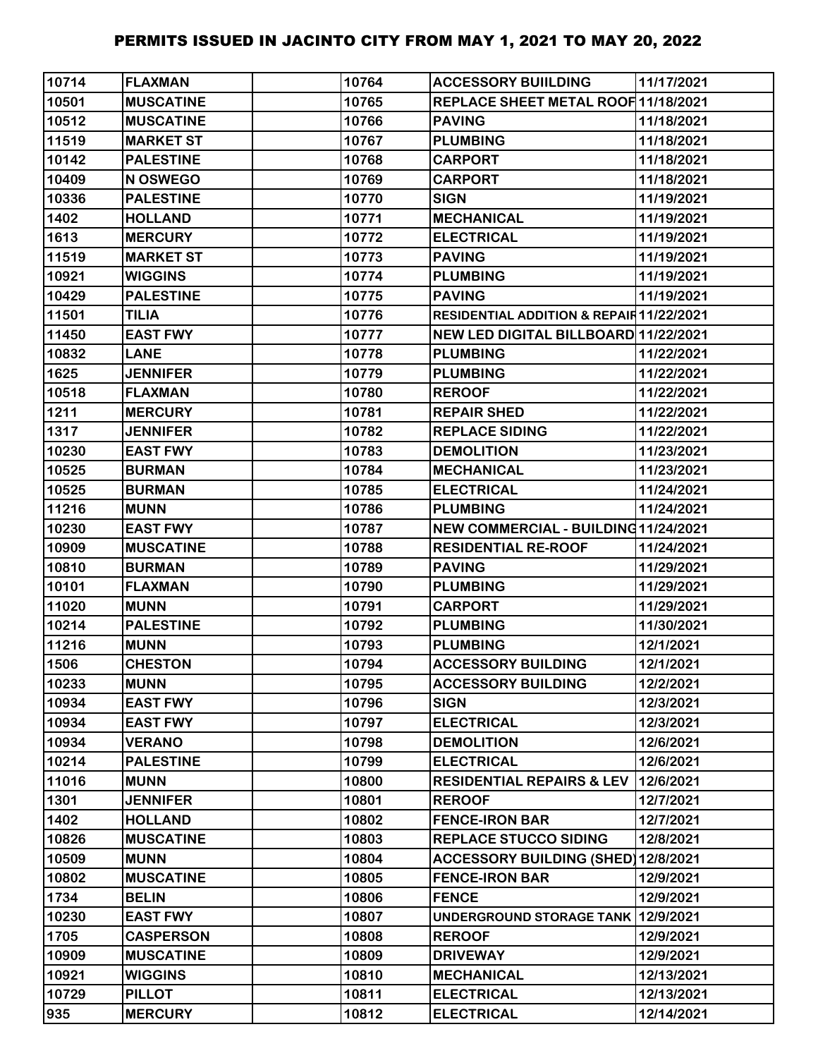# PERMITS ISSUED IN JACINTO CITY FROM MAY 1, 2021 TO MAY 20, 2022

| | | | | | |
|---|---|---|---|---|---|
| 10714 | FLAXMAN | | 10764 | ACCESSORY BUIILDING | 11/17/2021 |
| 10501 | MUSCATINE | | 10765 | REPLACE SHEET METAL ROOF | 11/18/2021 |
| 10512 | MUSCATINE | | 10766 | PAVING | 11/18/2021 |
| 11519 | MARKET ST | | 10767 | PLUMBING | 11/18/2021 |
| 10142 | PALESTINE | | 10768 | CARPORT | 11/18/2021 |
| 10409 | N OSWEGO | | 10769 | CARPORT | 11/18/2021 |
| 10336 | PALESTINE | | 10770 | SIGN | 11/19/2021 |
| 1402 | HOLLAND | | 10771 | MECHANICAL | 11/19/2021 |
| 1613 | MERCURY | | 10772 | ELECTRICAL | 11/19/2021 |
| 11519 | MARKET ST | | 10773 | PAVING | 11/19/2021 |
| 10921 | WIGGINS | | 10774 | PLUMBING | 11/19/2021 |
| 10429 | PALESTINE | | 10775 | PAVING | 11/19/2021 |
| 11501 | TILIA | | 10776 | RESIDENTIAL ADDITION & REPAIR | 11/22/2021 |
| 11450 | EAST FWY | | 10777 | NEW LED DIGITAL BILLBOARD | 11/22/2021 |
| 10832 | LANE | | 10778 | PLUMBING | 11/22/2021 |
| 1625 | JENNIFER | | 10779 | PLUMBING | 11/22/2021 |
| 10518 | FLAXMAN | | 10780 | REROOF | 11/22/2021 |
| 1211 | MERCURY | | 10781 | REPAIR SHED | 11/22/2021 |
| 1317 | JENNIFER | | 10782 | REPLACE SIDING | 11/22/2021 |
| 10230 | EAST FWY | | 10783 | DEMOLITION | 11/23/2021 |
| 10525 | BURMAN | | 10784 | MECHANICAL | 11/23/2021 |
| 10525 | BURMAN | | 10785 | ELECTRICAL | 11/24/2021 |
| 11216 | MUNN | | 10786 | PLUMBING | 11/24/2021 |
| 10230 | EAST FWY | | 10787 | NEW COMMERCIAL - BUILDING | 11/24/2021 |
| 10909 | MUSCATINE | | 10788 | RESIDENTIAL RE-ROOF | 11/24/2021 |
| 10810 | BURMAN | | 10789 | PAVING | 11/29/2021 |
| 10101 | FLAXMAN | | 10790 | PLUMBING | 11/29/2021 |
| 11020 | MUNN | | 10791 | CARPORT | 11/29/2021 |
| 10214 | PALESTINE | | 10792 | PLUMBING | 11/30/2021 |
| 11216 | MUNN | | 10793 | PLUMBING | 12/1/2021 |
| 1506 | CHESTON | | 10794 | ACCESSORY BUILDING | 12/1/2021 |
| 10233 | MUNN | | 10795 | ACCESSORY BUILDING | 12/2/2021 |
| 10934 | EAST FWY | | 10796 | SIGN | 12/3/2021 |
| 10934 | EAST FWY | | 10797 | ELECTRICAL | 12/3/2021 |
| 10934 | VERANO | | 10798 | DEMOLITION | 12/6/2021 |
| 10214 | PALESTINE | | 10799 | ELECTRICAL | 12/6/2021 |
| 11016 | MUNN | | 10800 | RESIDENTIAL REPAIRS & LEV | 12/6/2021 |
| 1301 | JENNIFER | | 10801 | REROOF | 12/7/2021 |
| 1402 | HOLLAND | | 10802 | FENCE-IRON BAR | 12/7/2021 |
| 10826 | MUSCATINE | | 10803 | REPLACE STUCCO SIDING | 12/8/2021 |
| 10509 | MUNN | | 10804 | ACCESSORY BUILDING (SHED) | 12/8/2021 |
| 10802 | MUSCATINE | | 10805 | FENCE-IRON BAR | 12/9/2021 |
| 1734 | BELIN | | 10806 | FENCE | 12/9/2021 |
| 10230 | EAST FWY | | 10807 | UNDERGROUND STORAGE TANK | 12/9/2021 |
| 1705 | CASPERSON | | 10808 | REROOF | 12/9/2021 |
| 10909 | MUSCATINE | | 10809 | DRIVEWAY | 12/9/2021 |
| 10921 | WIGGINS | | 10810 | MECHANICAL | 12/13/2021 |
| 10729 | PILLOT | | 10811 | ELECTRICAL | 12/13/2021 |
| 935 | MERCURY | | 10812 | ELECTRICAL | 12/14/2021 |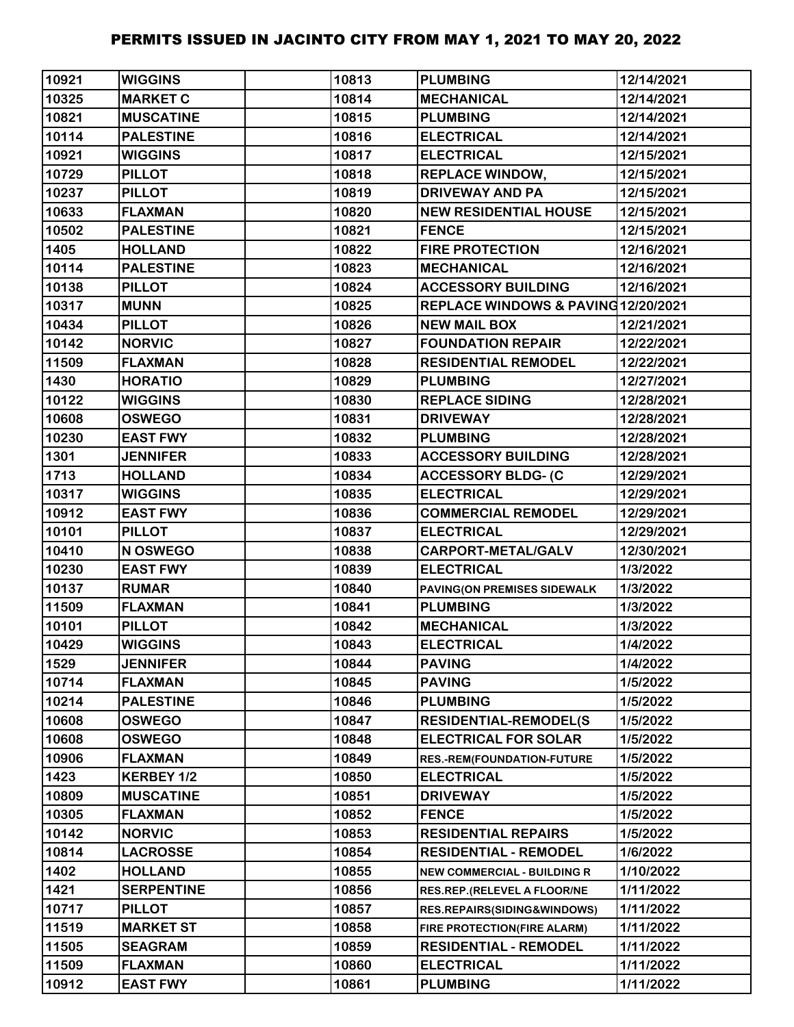# PERMITS ISSUED IN JACINTO CITY FROM MAY 1, 2021 TO MAY 20, 2022

| | | | | | |
|---|---|---|---|---|---|
| 10921 | WIGGINS | | 10813 | PLUMBING | 12/14/2021 |
| 10325 | MARKET C | | 10814 | MECHANICAL | 12/14/2021 |
| 10821 | MUSCATINE | | 10815 | PLUMBING | 12/14/2021 |
| 10114 | PALESTINE | | 10816 | ELECTRICAL | 12/14/2021 |
| 10921 | WIGGINS | | 10817 | ELECTRICAL | 12/15/2021 |
| 10729 | PILLOT | | 10818 | REPLACE WINDOW, | 12/15/2021 |
| 10237 | PILLOT | | 10819 | DRIVEWAY AND PA | 12/15/2021 |
| 10633 | FLAXMAN | | 10820 | NEW RESIDENTIAL HOUSE | 12/15/2021 |
| 10502 | PALESTINE | | 10821 | FENCE | 12/15/2021 |
| 1405 | HOLLAND | | 10822 | FIRE PROTECTION | 12/16/2021 |
| 10114 | PALESTINE | | 10823 | MECHANICAL | 12/16/2021 |
| 10138 | PILLOT | | 10824 | ACCESSORY BUILDING | 12/16/2021 |
| 10317 | MUNN | | 10825 | REPLACE WINDOWS & PAVING | 12/20/2021 |
| 10434 | PILLOT | | 10826 | NEW MAIL BOX | 12/21/2021 |
| 10142 | NORVIC | | 10827 | FOUNDATION REPAIR | 12/22/2021 |
| 11509 | FLAXMAN | | 10828 | RESIDENTIAL REMODEL | 12/22/2021 |
| 1430 | HORATIO | | 10829 | PLUMBING | 12/27/2021 |
| 10122 | WIGGINS | | 10830 | REPLACE SIDING | 12/28/2021 |
| 10608 | OSWEGO | | 10831 | DRIVEWAY | 12/28/2021 |
| 10230 | EAST FWY | | 10832 | PLUMBING | 12/28/2021 |
| 1301 | JENNIFER | | 10833 | ACCESSORY BUILDING | 12/28/2021 |
| 1713 | HOLLAND | | 10834 | ACCESSORY BLDG- (C | 12/29/2021 |
| 10317 | WIGGINS | | 10835 | ELECTRICAL | 12/29/2021 |
| 10912 | EAST FWY | | 10836 | COMMERCIAL REMODEL | 12/29/2021 |
| 10101 | PILLOT | | 10837 | ELECTRICAL | 12/29/2021 |
| 10410 | N OSWEGO | | 10838 | CARPORT-METAL/GALV | 12/30/2021 |
| 10230 | EAST FWY | | 10839 | ELECTRICAL | 1/3/2022 |
| 10137 | RUMAR | | 10840 | PAVING(ON PREMISES SIDEWALK | 1/3/2022 |
| 11509 | FLAXMAN | | 10841 | PLUMBING | 1/3/2022 |
| 10101 | PILLOT | | 10842 | MECHANICAL | 1/3/2022 |
| 10429 | WIGGINS | | 10843 | ELECTRICAL | 1/4/2022 |
| 1529 | JENNIFER | | 10844 | PAVING | 1/4/2022 |
| 10714 | FLAXMAN | | 10845 | PAVING | 1/5/2022 |
| 10214 | PALESTINE | | 10846 | PLUMBING | 1/5/2022 |
| 10608 | OSWEGO | | 10847 | RESIDENTIAL-REMODEL(S | 1/5/2022 |
| 10608 | OSWEGO | | 10848 | ELECTRICAL FOR SOLAR | 1/5/2022 |
| 10906 | FLAXMAN | | 10849 | RES.-REM(FOUNDATION-FUTURE | 1/5/2022 |
| 1423 | KERBEY 1/2 | | 10850 | ELECTRICAL | 1/5/2022 |
| 10809 | MUSCATINE | | 10851 | DRIVEWAY | 1/5/2022 |
| 10305 | FLAXMAN | | 10852 | FENCE | 1/5/2022 |
| 10142 | NORVIC | | 10853 | RESIDENTIAL REPAIRS | 1/5/2022 |
| 10814 | LACROSSE | | 10854 | RESIDENTIAL - REMODEL | 1/6/2022 |
| 1402 | HOLLAND | | 10855 | NEW COMMERCIAL - BUILDING R | 1/10/2022 |
| 1421 | SERPENTINE | | 10856 | RES.REP.(RELEVEL A FLOOR/NE | 1/11/2022 |
| 10717 | PILLOT | | 10857 | RES.REPAIRS(SIDING&WINDOWS) | 1/11/2022 |
| 11519 | MARKET ST | | 10858 | FIRE PROTECTION(FIRE ALARM) | 1/11/2022 |
| 11505 | SEAGRAM | | 10859 | RESIDENTIAL - REMODEL | 1/11/2022 |
| 11509 | FLAXMAN | | 10860 | ELECTRICAL | 1/11/2022 |
| 10912 | EAST FWY | | 10861 | PLUMBING | 1/11/2022 |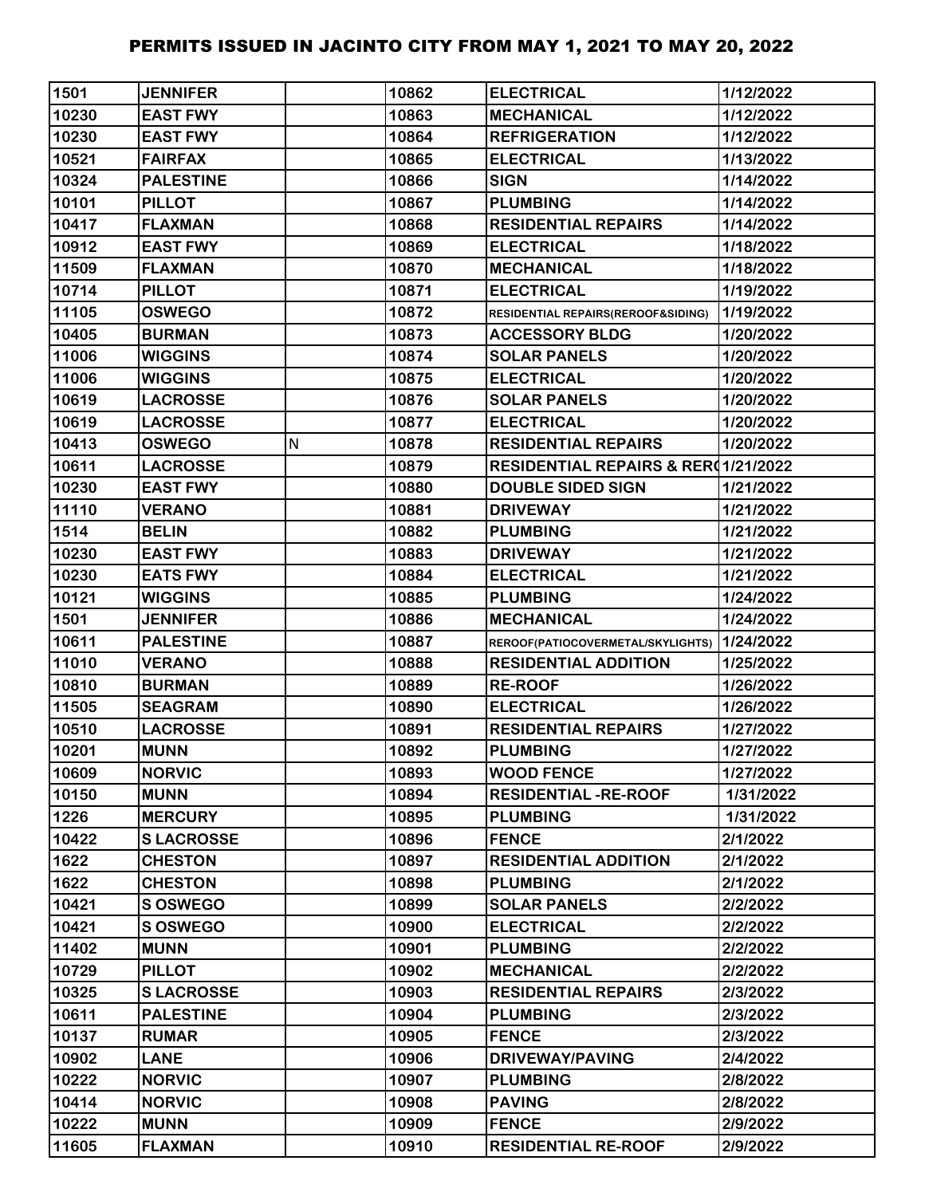# PERMITS ISSUED IN JACINTO CITY FROM MAY 1, 2021 TO MAY 20, 2022

| | | | | | |
|---|---|---|---|---|---|
| 1501 | JENNIFER | | 10862 | ELECTRICAL | 1/12/2022 |
| 10230 | EAST FWY | | 10863 | MECHANICAL | 1/12/2022 |
| 10230 | EAST FWY | | 10864 | REFRIGERATION | 1/12/2022 |
| 10521 | FAIRFAX | | 10865 | ELECTRICAL | 1/13/2022 |
| 10324 | PALESTINE | | 10866 | SIGN | 1/14/2022 |
| 10101 | PILLOT | | 10867 | PLUMBING | 1/14/2022 |
| 10417 | FLAXMAN | | 10868 | RESIDENTIAL REPAIRS | 1/14/2022 |
| 10912 | EAST FWY | | 10869 | ELECTRICAL | 1/18/2022 |
| 11509 | FLAXMAN | | 10870 | MECHANICAL | 1/18/2022 |
| 10714 | PILLOT | | 10871 | ELECTRICAL | 1/19/2022 |
| 11105 | OSWEGO | | 10872 | RESIDENTIAL REPAIRS(REROOF&SIDING) | 1/19/2022 |
| 10405 | BURMAN | | 10873 | ACCESSORY BLDG | 1/20/2022 |
| 11006 | WIGGINS | | 10874 | SOLAR PANELS | 1/20/2022 |
| 11006 | WIGGINS | | 10875 | ELECTRICAL | 1/20/2022 |
| 10619 | LACROSSE | | 10876 | SOLAR PANELS | 1/20/2022 |
| 10619 | LACROSSE | | 10877 | ELECTRICAL | 1/20/2022 |
| 10413 | OSWEGO | N | 10878 | RESIDENTIAL REPAIRS | 1/20/2022 |
| 10611 | LACROSSE | | 10879 | RESIDENTIAL REPAIRS & RERO | 1/21/2022 |
| 10230 | EAST FWY | | 10880 | DOUBLE SIDED SIGN | 1/21/2022 |
| 11110 | VERANO | | 10881 | DRIVEWAY | 1/21/2022 |
| 1514 | BELIN | | 10882 | PLUMBING | 1/21/2022 |
| 10230 | EAST FWY | | 10883 | DRIVEWAY | 1/21/2022 |
| 10230 | EATS FWY | | 10884 | ELECTRICAL | 1/21/2022 |
| 10121 | WIGGINS | | 10885 | PLUMBING | 1/24/2022 |
| 1501 | JENNIFER | | 10886 | MECHANICAL | 1/24/2022 |
| 10611 | PALESTINE | | 10887 | REROOF(PATIOCOVERMETAL/SKYLIGHTS) | 1/24/2022 |
| 11010 | VERANO | | 10888 | RESIDENTIAL ADDITION | 1/25/2022 |
| 10810 | BURMAN | | 10889 | RE-ROOF | 1/26/2022 |
| 11505 | SEAGRAM | | 10890 | ELECTRICAL | 1/26/2022 |
| 10510 | LACROSSE | | 10891 | RESIDENTIAL REPAIRS | 1/27/2022 |
| 10201 | MUNN | | 10892 | PLUMBING | 1/27/2022 |
| 10609 | NORVIC | | 10893 | WOOD FENCE | 1/27/2022 |
| 10150 | MUNN | | 10894 | RESIDENTIAL -RE-ROOF | 1/31/2022 |
| 1226 | MERCURY | | 10895 | PLUMBING | 1/31/2022 |
| 10422 | S LACROSSE | | 10896 | FENCE | 2/1/2022 |
| 1622 | CHESTON | | 10897 | RESIDENTIAL ADDITION | 2/1/2022 |
| 1622 | CHESTON | | 10898 | PLUMBING | 2/1/2022 |
| 10421 | S OSWEGO | | 10899 | SOLAR PANELS | 2/2/2022 |
| 10421 | S OSWEGO | | 10900 | ELECTRICAL | 2/2/2022 |
| 11402 | MUNN | | 10901 | PLUMBING | 2/2/2022 |
| 10729 | PILLOT | | 10902 | MECHANICAL | 2/2/2022 |
| 10325 | S LACROSSE | | 10903 | RESIDENTIAL REPAIRS | 2/3/2022 |
| 10611 | PALESTINE | | 10904 | PLUMBING | 2/3/2022 |
| 10137 | RUMAR | | 10905 | FENCE | 2/3/2022 |
| 10902 | LANE | | 10906 | DRIVEWAY/PAVING | 2/4/2022 |
| 10222 | NORVIC | | 10907 | PLUMBING | 2/8/2022 |
| 10414 | NORVIC | | 10908 | PAVING | 2/8/2022 |
| 10222 | MUNN | | 10909 | FENCE | 2/9/2022 |
| 11605 | FLAXMAN | | 10910 | RESIDENTIAL RE-ROOF | 2/9/2022 |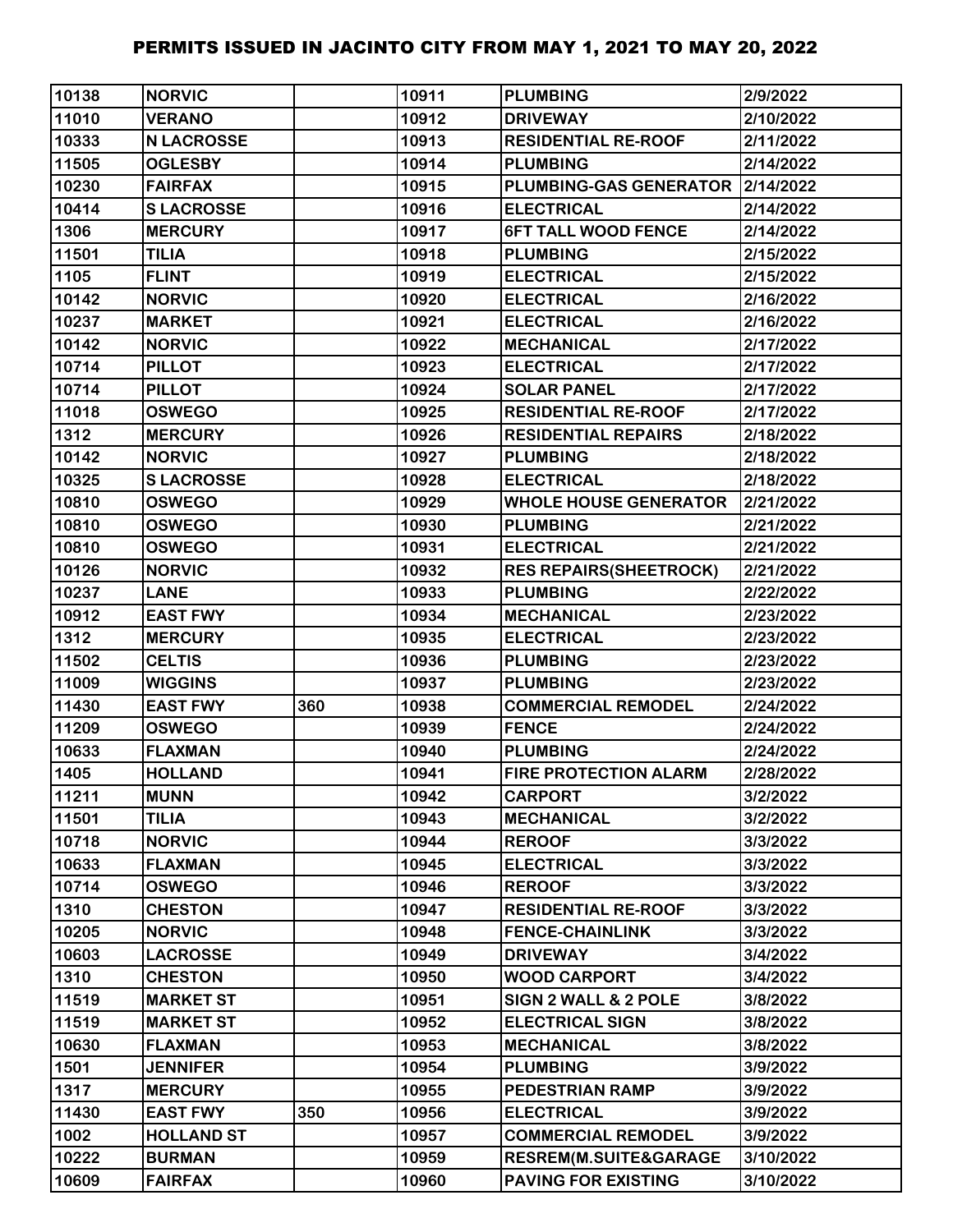# PERMITS ISSUED IN JACINTO CITY FROM MAY 1, 2021 TO MAY 20, 2022

| | | | | | |
|---|---|---|---|---|---|
| 10138 | NORVIC | | 10911 | PLUMBING | 2/9/2022 |
| 11010 | VERANO | | 10912 | DRIVEWAY | 2/10/2022 |
| 10333 | N LACROSSE | | 10913 | RESIDENTIAL RE-ROOF | 2/11/2022 |
| 11505 | OGLESBY | | 10914 | PLUMBING | 2/14/2022 |
| 10230 | FAIRFAX | | 10915 | PLUMBING-GAS GENERATOR | 2/14/2022 |
| 10414 | S LACROSSE | | 10916 | ELECTRICAL | 2/14/2022 |
| 1306 | MERCURY | | 10917 | 6FT TALL WOOD FENCE | 2/14/2022 |
| 11501 | TILIA | | 10918 | PLUMBING | 2/15/2022 |
| 1105 | FLINT | | 10919 | ELECTRICAL | 2/15/2022 |
| 10142 | NORVIC | | 10920 | ELECTRICAL | 2/16/2022 |
| 10237 | MARKET | | 10921 | ELECTRICAL | 2/16/2022 |
| 10142 | NORVIC | | 10922 | MECHANICAL | 2/17/2022 |
| 10714 | PILLOT | | 10923 | ELECTRICAL | 2/17/2022 |
| 10714 | PILLOT | | 10924 | SOLAR PANEL | 2/17/2022 |
| 11018 | OSWEGO | | 10925 | RESIDENTIAL RE-ROOF | 2/17/2022 |
| 1312 | MERCURY | | 10926 | RESIDENTIAL REPAIRS | 2/18/2022 |
| 10142 | NORVIC | | 10927 | PLUMBING | 2/18/2022 |
| 10325 | S LACROSSE | | 10928 | ELECTRICAL | 2/18/2022 |
| 10810 | OSWEGO | | 10929 | WHOLE HOUSE GENERATOR | 2/21/2022 |
| 10810 | OSWEGO | | 10930 | PLUMBING | 2/21/2022 |
| 10810 | OSWEGO | | 10931 | ELECTRICAL | 2/21/2022 |
| 10126 | NORVIC | | 10932 | RES REPAIRS(SHEETROCK) | 2/21/2022 |
| 10237 | LANE | | 10933 | PLUMBING | 2/22/2022 |
| 10912 | EAST FWY | | 10934 | MECHANICAL | 2/23/2022 |
| 1312 | MERCURY | | 10935 | ELECTRICAL | 2/23/2022 |
| 11502 | CELTIS | | 10936 | PLUMBING | 2/23/2022 |
| 11009 | WIGGINS | | 10937 | PLUMBING | 2/23/2022 |
| 11430 | EAST FWY | 360 | 10938 | COMMERCIAL REMODEL | 2/24/2022 |
| 11209 | OSWEGO | | 10939 | FENCE | 2/24/2022 |
| 10633 | FLAXMAN | | 10940 | PLUMBING | 2/24/2022 |
| 1405 | HOLLAND | | 10941 | FIRE PROTECTION ALARM | 2/28/2022 |
| 11211 | MUNN | | 10942 | CARPORT | 3/2/2022 |
| 11501 | TILIA | | 10943 | MECHANICAL | 3/2/2022 |
| 10718 | NORVIC | | 10944 | REROOF | 3/3/2022 |
| 10633 | FLAXMAN | | 10945 | ELECTRICAL | 3/3/2022 |
| 10714 | OSWEGO | | 10946 | REROOF | 3/3/2022 |
| 1310 | CHESTON | | 10947 | RESIDENTIAL RE-ROOF | 3/3/2022 |
| 10205 | NORVIC | | 10948 | FENCE-CHAINLINK | 3/3/2022 |
| 10603 | LACROSSE | | 10949 | DRIVEWAY | 3/4/2022 |
| 1310 | CHESTON | | 10950 | WOOD CARPORT | 3/4/2022 |
| 11519 | MARKET ST | | 10951 | SIGN 2 WALL & 2 POLE | 3/8/2022 |
| 11519 | MARKET ST | | 10952 | ELECTRICAL SIGN | 3/8/2022 |
| 10630 | FLAXMAN | | 10953 | MECHANICAL | 3/8/2022 |
| 1501 | JENNIFER | | 10954 | PLUMBING | 3/9/2022 |
| 1317 | MERCURY | | 10955 | PEDESTRIAN RAMP | 3/9/2022 |
| 11430 | EAST FWY | 350 | 10956 | ELECTRICAL | 3/9/2022 |
| 1002 | HOLLAND ST | | 10957 | COMMERCIAL REMODEL | 3/9/2022 |
| 10222 | BURMAN | | 10959 | RESREM(M.SUITE&GARAGE | 3/10/2022 |
| 10609 | FAIRFAX | | 10960 | PAVING FOR EXISTING | 3/10/2022 |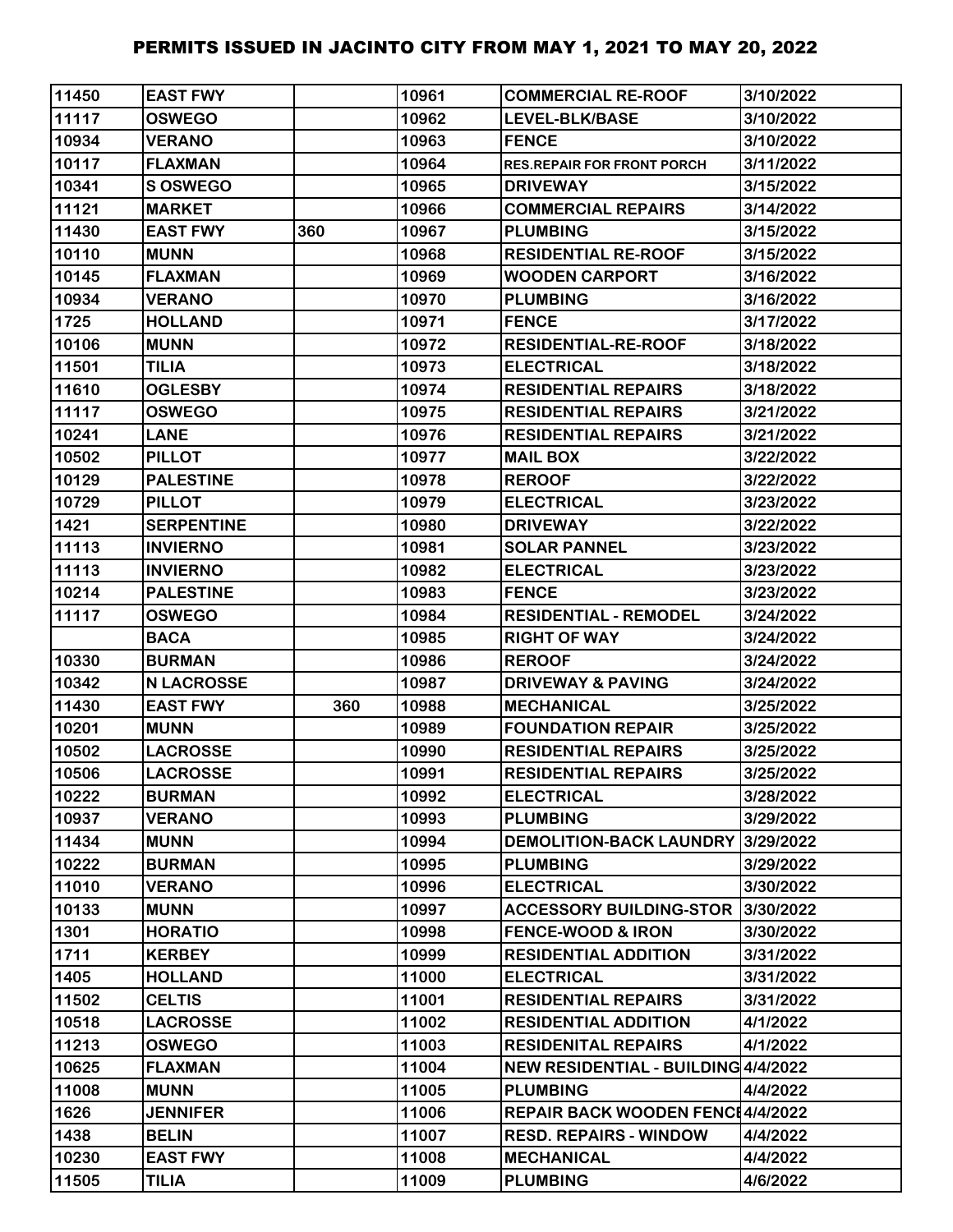# PERMITS ISSUED IN JACINTO CITY FROM MAY 1, 2021 TO MAY 20, 2022

| | | | | | |
|---|---|---|---|---|---|
| 11450 | EAST FWY | | 10961 | COMMERCIAL RE-ROOF | 3/10/2022 |
| 11117 | OSWEGO | | 10962 | LEVEL-BLK/BASE | 3/10/2022 |
| 10934 | VERANO | | 10963 | FENCE | 3/10/2022 |
| 10117 | FLAXMAN | | 10964 | RES.REPAIR FOR FRONT PORCH | 3/11/2022 |
| 10341 | S OSWEGO | | 10965 | DRIVEWAY | 3/15/2022 |
| 11121 | MARKET | | 10966 | COMMERCIAL REPAIRS | 3/14/2022 |
| 11430 | EAST FWY | 360 | 10967 | PLUMBING | 3/15/2022 |
| 10110 | MUNN | | 10968 | RESIDENTIAL RE-ROOF | 3/15/2022 |
| 10145 | FLAXMAN | | 10969 | WOODEN CARPORT | 3/16/2022 |
| 10934 | VERANO | | 10970 | PLUMBING | 3/16/2022 |
| 1725 | HOLLAND | | 10971 | FENCE | 3/17/2022 |
| 10106 | MUNN | | 10972 | RESIDENTIAL-RE-ROOF | 3/18/2022 |
| 11501 | TILIA | | 10973 | ELECTRICAL | 3/18/2022 |
| 11610 | OGLESBY | | 10974 | RESIDENTIAL REPAIRS | 3/18/2022 |
| 11117 | OSWEGO | | 10975 | RESIDENTIAL REPAIRS | 3/21/2022 |
| 10241 | LANE | | 10976 | RESIDENTIAL REPAIRS | 3/21/2022 |
| 10502 | PILLOT | | 10977 | MAIL BOX | 3/22/2022 |
| 10129 | PALESTINE | | 10978 | REROOF | 3/22/2022 |
| 10729 | PILLOT | | 10979 | ELECTRICAL | 3/23/2022 |
| 1421 | SERPENTINE | | 10980 | DRIVEWAY | 3/22/2022 |
| 11113 | INVIERNO | | 10981 | SOLAR PANNEL | 3/23/2022 |
| 11113 | INVIERNO | | 10982 | ELECTRICAL | 3/23/2022 |
| 10214 | PALESTINE | | 10983 | FENCE | 3/23/2022 |
| 11117 | OSWEGO | | 10984 | RESIDENTIAL - REMODEL | 3/24/2022 |
| | BACA | | 10985 | RIGHT OF WAY | 3/24/2022 |
| 10330 | BURMAN | | 10986 | REROOF | 3/24/2022 |
| 10342 | N LACROSSE | | 10987 | DRIVEWAY & PAVING | 3/24/2022 |
| 11430 | EAST FWY | 360 | 10988 | MECHANICAL | 3/25/2022 |
| 10201 | MUNN | | 10989 | FOUNDATION REPAIR | 3/25/2022 |
| 10502 | LACROSSE | | 10990 | RESIDENTIAL REPAIRS | 3/25/2022 |
| 10506 | LACROSSE | | 10991 | RESIDENTIAL REPAIRS | 3/25/2022 |
| 10222 | BURMAN | | 10992 | ELECTRICAL | 3/28/2022 |
| 10937 | VERANO | | 10993 | PLUMBING | 3/29/2022 |
| 11434 | MUNN | | 10994 | DEMOLITION-BACK LAUNDRY | 3/29/2022 |
| 10222 | BURMAN | | 10995 | PLUMBING | 3/29/2022 |
| 11010 | VERANO | | 10996 | ELECTRICAL | 3/30/2022 |
| 10133 | MUNN | | 10997 | ACCESSORY BUILDING-STOR | 3/30/2022 |
| 1301 | HORATIO | | 10998 | FENCE-WOOD & IRON | 3/30/2022 |
| 1711 | KERBEY | | 10999 | RESIDENTIAL ADDITION | 3/31/2022 |
| 1405 | HOLLAND | | 11000 | ELECTRICAL | 3/31/2022 |
| 11502 | CELTIS | | 11001 | RESIDENTIAL REPAIRS | 3/31/2022 |
| 10518 | LACROSSE | | 11002 | RESIDENTIAL ADDITION | 4/1/2022 |
| 11213 | OSWEGO | | 11003 | RESIDENITAL REPAIRS | 4/1/2022 |
| 10625 | FLAXMAN | | 11004 | NEW RESIDENTIAL - BUILDING | 4/4/2022 |
| 11008 | MUNN | | 11005 | PLUMBING | 4/4/2022 |
| 1626 | JENNIFER | | 11006 | REPAIR BACK WOODEN FENCE | 4/4/2022 |
| 1438 | BELIN | | 11007 | RESD. REPAIRS - WINDOW | 4/4/2022 |
| 10230 | EAST FWY | | 11008 | MECHANICAL | 4/4/2022 |
| 11505 | TILIA | | 11009 | PLUMBING | 4/6/2022 |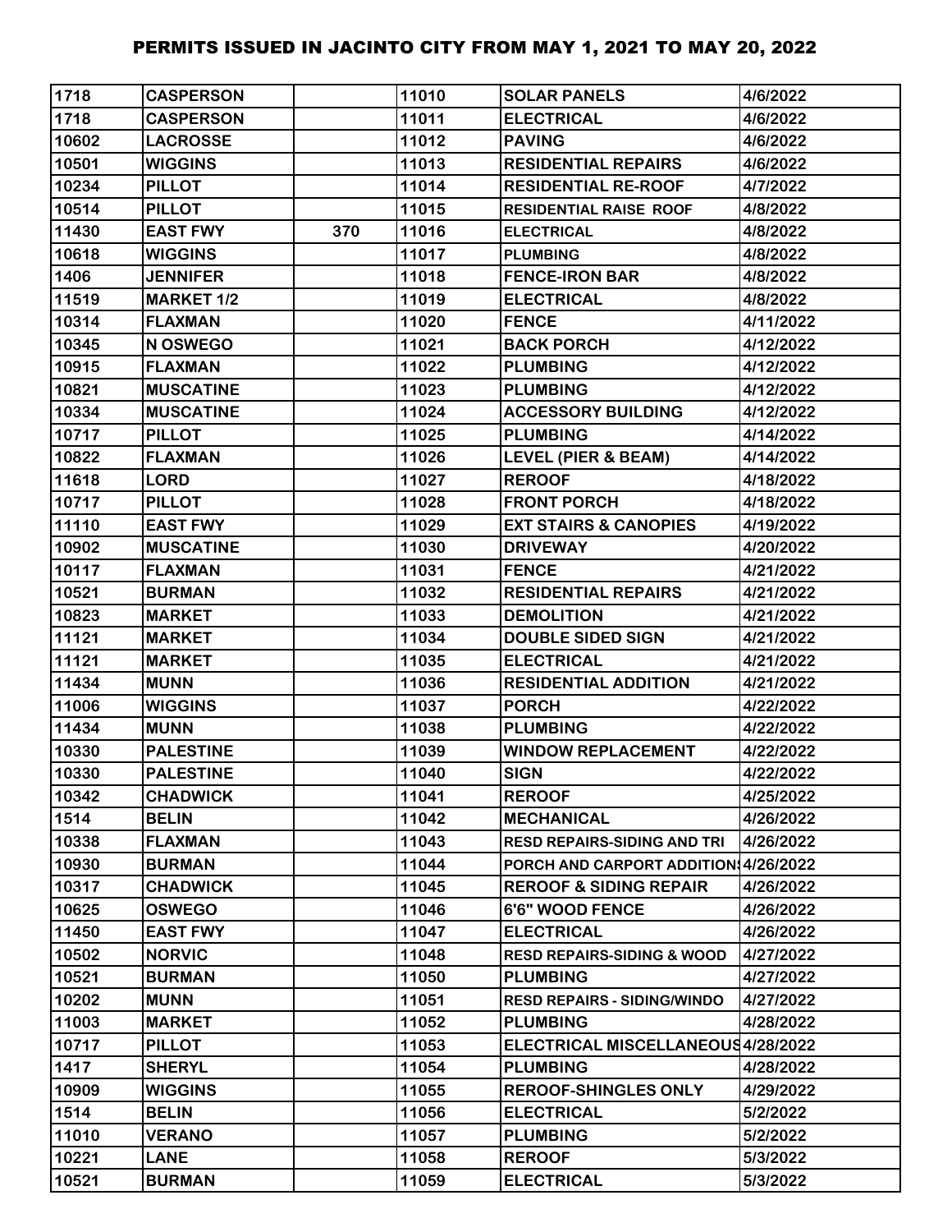# PERMITS ISSUED IN JACINTO CITY FROM MAY 1, 2021 TO MAY 20, 2022

| | | | | | |
|---|---|---|---|---|---|
| 1718 | CASPERSON | | 11010 | SOLAR PANELS | 4/6/2022 |
| 1718 | CASPERSON | | 11011 | ELECTRICAL | 4/6/2022 |
| 10602 | LACROSSE | | 11012 | PAVING | 4/6/2022 |
| 10501 | WIGGINS | | 11013 | RESIDENTIAL REPAIRS | 4/6/2022 |
| 10234 | PILLOT | | 11014 | RESIDENTIAL RE-ROOF | 4/7/2022 |
| 10514 | PILLOT | | 11015 | RESIDENTIAL RAISE ROOF | 4/8/2022 |
| 11430 | EAST FWY | 370 | 11016 | ELECTRICAL | 4/8/2022 |
| 10618 | WIGGINS | | 11017 | PLUMBING | 4/8/2022 |
| 1406 | JENNIFER | | 11018 | FENCE-IRON BAR | 4/8/2022 |
| 11519 | MARKET 1/2 | | 11019 | ELECTRICAL | 4/8/2022 |
| 10314 | FLAXMAN | | 11020 | FENCE | 4/11/2022 |
| 10345 | N OSWEGO | | 11021 | BACK PORCH | 4/12/2022 |
| 10915 | FLAXMAN | | 11022 | PLUMBING | 4/12/2022 |
| 10821 | MUSCATINE | | 11023 | PLUMBING | 4/12/2022 |
| 10334 | MUSCATINE | | 11024 | ACCESSORY BUILDING | 4/12/2022 |
| 10717 | PILLOT | | 11025 | PLUMBING | 4/14/2022 |
| 10822 | FLAXMAN | | 11026 | LEVEL (PIER & BEAM) | 4/14/2022 |
| 11618 | LORD | | 11027 | REROOF | 4/18/2022 |
| 10717 | PILLOT | | 11028 | FRONT PORCH | 4/18/2022 |
| 11110 | EAST FWY | | 11029 | EXT STAIRS & CANOPIES | 4/19/2022 |
| 10902 | MUSCATINE | | 11030 | DRIVEWAY | 4/20/2022 |
| 10117 | FLAXMAN | | 11031 | FENCE | 4/21/2022 |
| 10521 | BURMAN | | 11032 | RESIDENTIAL REPAIRS | 4/21/2022 |
| 10823 | MARKET | | 11033 | DEMOLITION | 4/21/2022 |
| 11121 | MARKET | | 11034 | DOUBLE SIDED SIGN | 4/21/2022 |
| 11121 | MARKET | | 11035 | ELECTRICAL | 4/21/2022 |
| 11434 | MUNN | | 11036 | RESIDENTIAL ADDITION | 4/21/2022 |
| 11006 | WIGGINS | | 11037 | PORCH | 4/22/2022 |
| 11434 | MUNN | | 11038 | PLUMBING | 4/22/2022 |
| 10330 | PALESTINE | | 11039 | WINDOW REPLACEMENT | 4/22/2022 |
| 10330 | PALESTINE | | 11040 | SIGN | 4/22/2022 |
| 10342 | CHADWICK | | 11041 | REROOF | 4/25/2022 |
| 1514 | BELIN | | 11042 | MECHANICAL | 4/26/2022 |
| 10338 | FLAXMAN | | 11043 | RESD REPAIRS-SIDING AND TRI | 4/26/2022 |
| 10930 | BURMAN | | 11044 | PORCH AND CARPORT ADDITIONS | 4/26/2022 |
| 10317 | CHADWICK | | 11045 | REROOF & SIDING REPAIR | 4/26/2022 |
| 10625 | OSWEGO | | 11046 | 6'6" WOOD FENCE | 4/26/2022 |
| 11450 | EAST FWY | | 11047 | ELECTRICAL | 4/26/2022 |
| 10502 | NORVIC | | 11048 | RESD REPAIRS-SIDING & WOOD | 4/27/2022 |
| 10521 | BURMAN | | 11050 | PLUMBING | 4/27/2022 |
| 10202 | MUNN | | 11051 | RESD REPAIRS - SIDING/WINDO | 4/27/2022 |
| 11003 | MARKET | | 11052 | PLUMBING | 4/28/2022 |
| 10717 | PILLOT | | 11053 | ELECTRICAL MISCELLANEOUS | 4/28/2022 |
| 1417 | SHERYL | | 11054 | PLUMBING | 4/28/2022 |
| 10909 | WIGGINS | | 11055 | REROOF-SHINGLES ONLY | 4/29/2022 |
| 1514 | BELIN | | 11056 | ELECTRICAL | 5/2/2022 |
| 11010 | VERANO | | 11057 | PLUMBING | 5/2/2022 |
| 10221 | LANE | | 11058 | REROOF | 5/3/2022 |
| 10521 | BURMAN | | 11059 | ELECTRICAL | 5/3/2022 |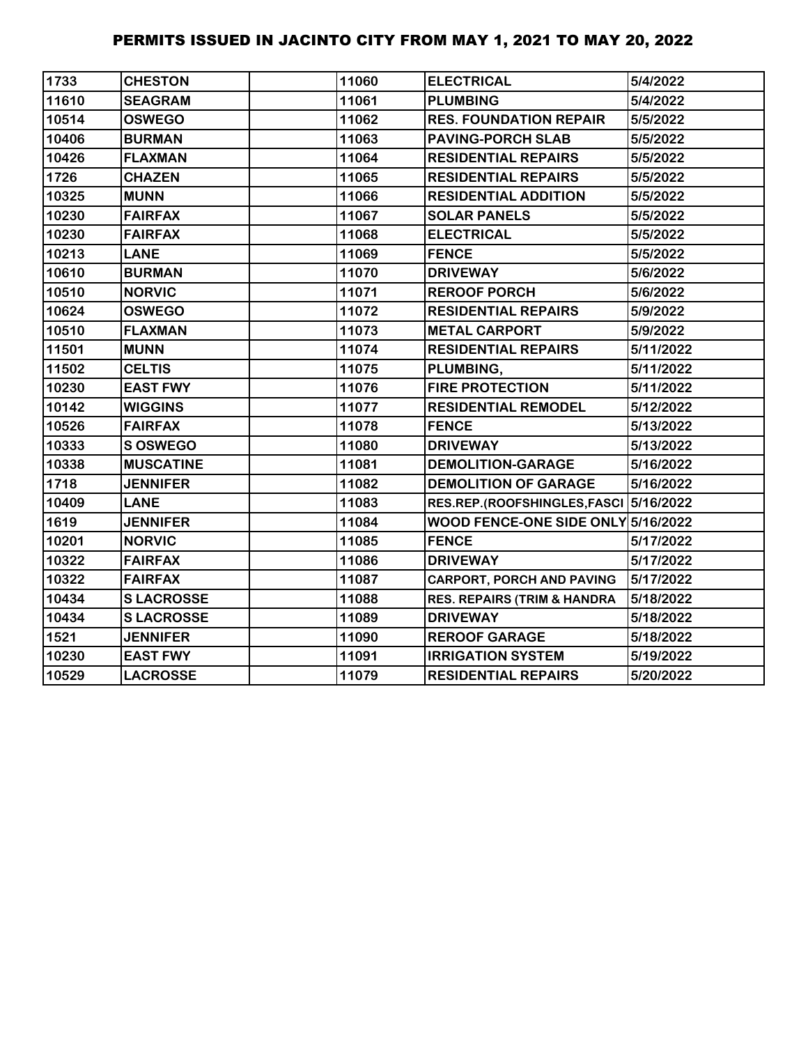| | | | | | |
|---|---|---|---|---|---|
| 1733 | CHESTON | | 11060 | ELECTRICAL | 5/4/2022 |
| 11610 | SEAGRAM | | 11061 | PLUMBING | 5/4/2022 |
| 10514 | OSWEGO | | 11062 | RES. FOUNDATION REPAIR | 5/5/2022 |
| 10406 | BURMAN | | 11063 | PAVING-PORCH SLAB | 5/5/2022 |
| 10426 | FLAXMAN | | 11064 | RESIDENTIAL REPAIRS | 5/5/2022 |
| 1726 | CHAZEN | | 11065 | RESIDENTIAL REPAIRS | 5/5/2022 |
| 10325 | MUNN | | 11066 | RESIDENTIAL ADDITION | 5/5/2022 |
| 10230 | FAIRFAX | | 11067 | SOLAR PANELS | 5/5/2022 |
| 10230 | FAIRFAX | | 11068 | ELECTRICAL | 5/5/2022 |
| 10213 | LANE | | 11069 | FENCE | 5/5/2022 |
| 10610 | BURMAN | | 11070 | DRIVEWAY | 5/6/2022 |
| 10510 | NORVIC | | 11071 | REROOF PORCH | 5/6/2022 |
| 10624 | OSWEGO | | 11072 | RESIDENTIAL REPAIRS | 5/9/2022 |
| 10510 | FLAXMAN | | 11073 | METAL CARPORT | 5/9/2022 |
| 11501 | MUNN | | 11074 | RESIDENTIAL REPAIRS | 5/11/2022 |
| 11502 | CELTIS | | 11075 | PLUMBING, | 5/11/2022 |
| 10230 | EAST FWY | | 11076 | FIRE PROTECTION | 5/11/2022 |
| 10142 | WIGGINS | | 11077 | RESIDENTIAL REMODEL | 5/12/2022 |
| 10526 | FAIRFAX | | 11078 | FENCE | 5/13/2022 |
| 10333 | S OSWEGO | | 11080 | DRIVEWAY | 5/13/2022 |
| 10338 | MUSCATINE | | 11081 | DEMOLITION-GARAGE | 5/16/2022 |
| 1718 | JENNIFER | | 11082 | DEMOLITION OF GARAGE | 5/16/2022 |
| 10409 | LANE | | 11083 | RES.REP.(ROOFSHINGLES,FASCI | 5/16/2022 |
| 1619 | JENNIFER | | 11084 | WOOD FENCE-ONE SIDE ONLY | 5/16/2022 |
| 10201 | NORVIC | | 11085 | FENCE | 5/17/2022 |
| 10322 | FAIRFAX | | 11086 | DRIVEWAY | 5/17/2022 |
| 10322 | FAIRFAX | | 11087 | CARPORT, PORCH AND PAVING | 5/17/2022 |
| 10434 | S LACROSSE | | 11088 | RES. REPAIRS (TRIM & HANDRA | 5/18/2022 |
| 10434 | S LACROSSE | | 11089 | DRIVEWAY | 5/18/2022 |
| 1521 | JENNIFER | | 11090 | REROOF GARAGE | 5/18/2022 |
| 10230 | EAST FWY | | 11091 | IRRIGATION SYSTEM | 5/19/2022 |
| 10529 | LACROSSE | | 11079 | RESIDENTIAL REPAIRS | 5/20/2022 |